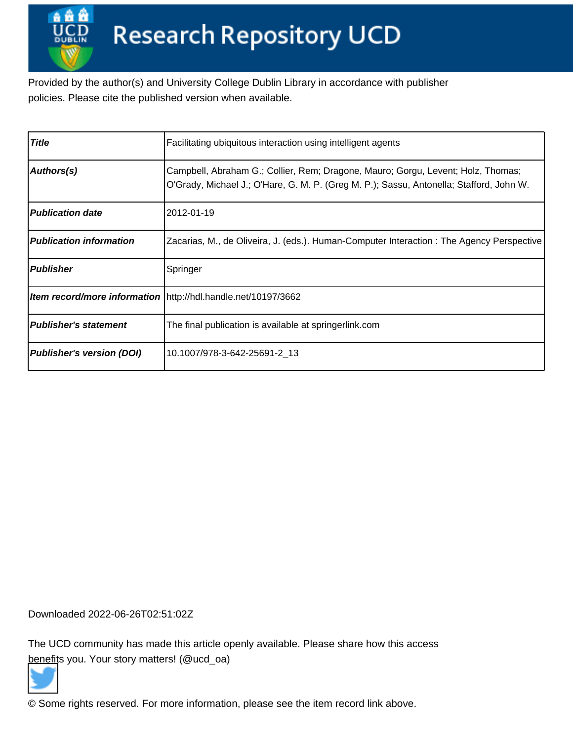# Research Repository UCD

Provided by the author(s) and University College Dublin Library in accordance with publisher policies. Please cite the published version when available.

| | |
|---|---|
| ***Title*** | Facilitating ubiquitous interaction using intelligent agents |
| ***Authors(s)*** | Campbell, Abraham G.; Collier, Rem; Dragone, Mauro; Gorgu, Levent; Holz, Thomas; O'Grady, Michael J.; O'Hare, G. M. P. (Greg M. P.); Sassu, Antonella; Stafford, John W. |
| ***Publication date*** | 2012-01-19 |
| ***Publication information*** | Zacarias, M., de Oliveira, J. (eds.). Human-Computer Interaction : The Agency Perspective |
| ***Publisher*** | Springer |
| ***Item record/more information*** | http://hdl.handle.net/10197/3662 |
| ***Publisher's statement*** | The final publication is available at springerlink.com |
| ***Publisher's version (DOI)*** | 10.1007/978-3-642-25691-2_13 |

Downloaded 2022-06-26T02:51:02Z

The UCD community has made this article openly available. Please share how this access benefits you. Your story matters! (@ucd_oa)

© Some rights reserved. For more information, please see the item record link above.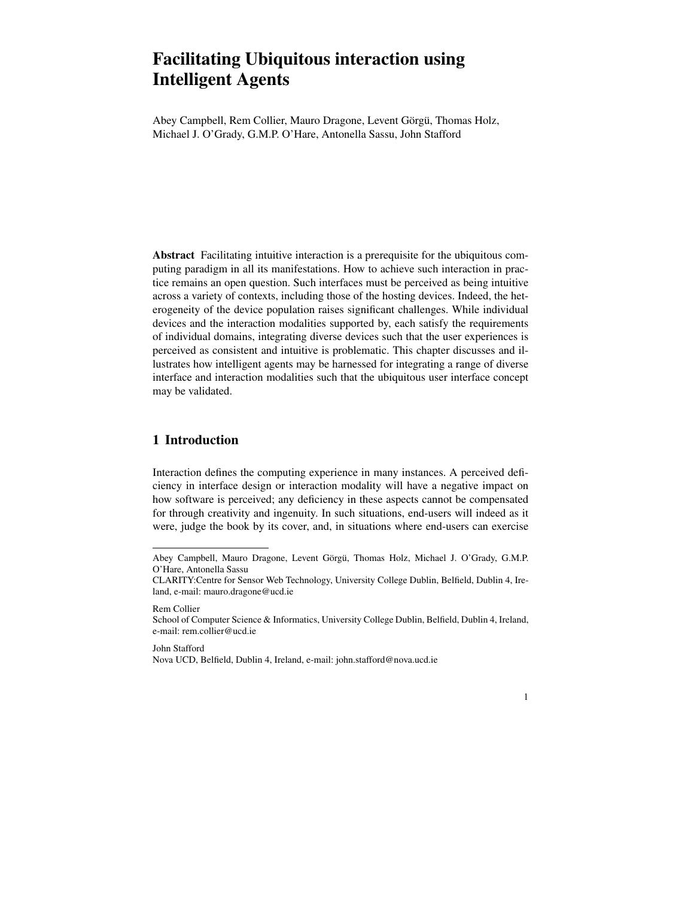# Facilitating Ubiquitous interaction using Intelligent Agents

Abey Campbell, Rem Collier, Mauro Dragone, Levent Görgü, Thomas Holz, Michael J. O'Grady, G.M.P. O'Hare, Antonella Sassu, John Stafford

**Abstract** Facilitating intuitive interaction is a prerequisite for the ubiquitous computing paradigm in all its manifestations. How to achieve such interaction in practice remains an open question. Such interfaces must be perceived as being intuitive across a variety of contexts, including those of the hosting devices. Indeed, the heterogeneity of the device population raises significant challenges. While individual devices and the interaction modalities supported by, each satisfy the requirements of individual domains, integrating diverse devices such that the user experiences is perceived as consistent and intuitive is problematic. This chapter discusses and illustrates how intelligent agents may be harnessed for integrating a range of diverse interface and interaction modalities such that the ubiquitous user interface concept may be validated.

## 1 Introduction

Interaction defines the computing experience in many instances. A perceived deficiency in interface design or interaction modality will have a negative impact on how software is perceived; any deficiency in these aspects cannot be compensated for through creativity and ingenuity. In such situations, end-users will indeed as it were, judge the book by its cover, and, in situations where end-users can exercise

---

Abey Campbell, Mauro Dragone, Levent Görgü, Thomas Holz, Michael J. O'Grady, G.M.P. O'Hare, Antonella Sassu
CLARITY:Centre for Sensor Web Technology, University College Dublin, Belfield, Dublin 4, Ireland, e-mail: mauro.dragone@ucd.ie

Rem Collier
School of Computer Science & Informatics, University College Dublin, Belfield, Dublin 4, Ireland, e-mail: rem.collier@ucd.ie

John Stafford
Nova UCD, Belfield, Dublin 4, Ireland, e-mail: john.stafford@nova.ucd.ie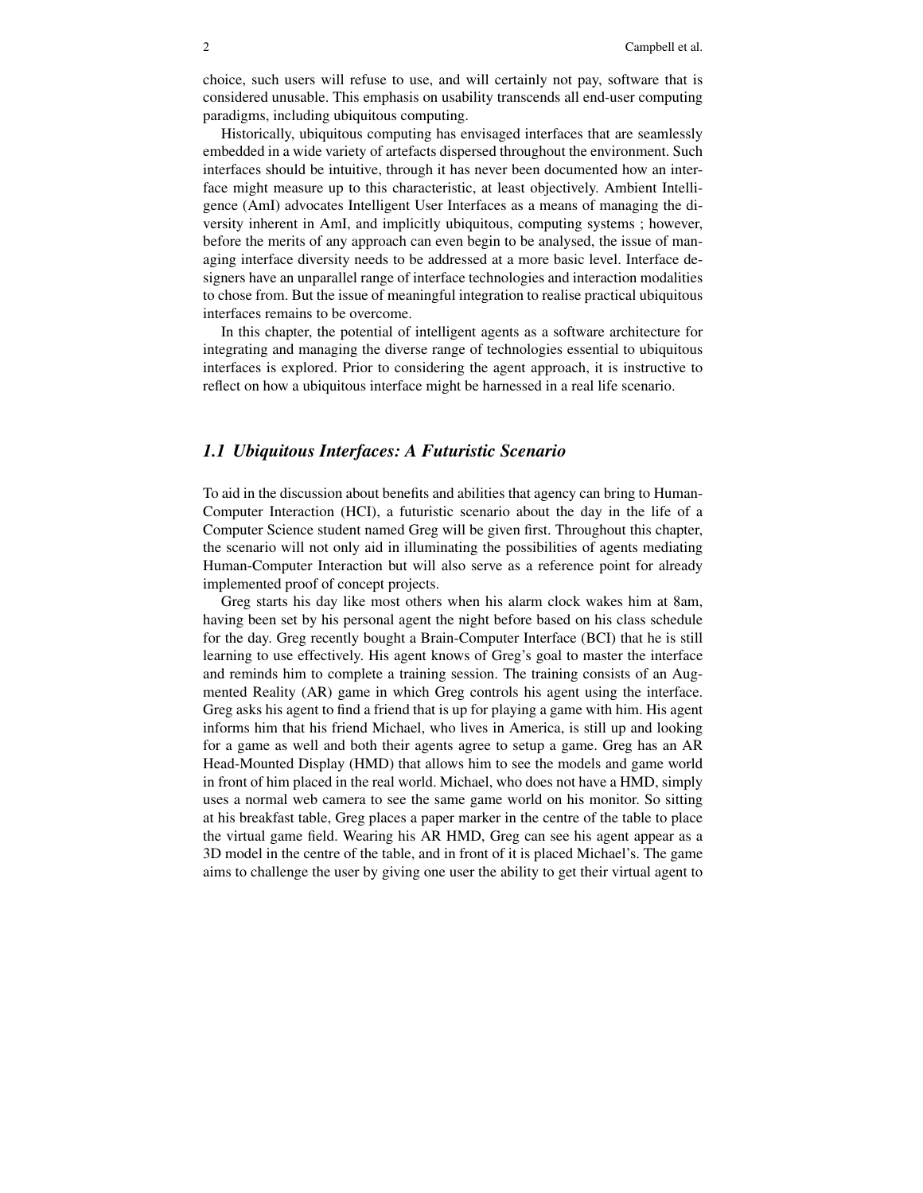choice, such users will refuse to use, and will certainly not pay, software that is considered unusable. This emphasis on usability transcends all end-user computing paradigms, including ubiquitous computing.

Historically, ubiquitous computing has envisaged interfaces that are seamlessly embedded in a wide variety of artefacts dispersed throughout the environment. Such interfaces should be intuitive, through it has never been documented how an interface might measure up to this characteristic, at least objectively. Ambient Intelligence (AmI) advocates Intelligent User Interfaces as a means of managing the diversity inherent in AmI, and implicitly ubiquitous, computing systems ; however, before the merits of any approach can even begin to be analysed, the issue of managing interface diversity needs to be addressed at a more basic level. Interface designers have an unparallel range of interface technologies and interaction modalities to chose from. But the issue of meaningful integration to realise practical ubiquitous interfaces remains to be overcome.

In this chapter, the potential of intelligent agents as a software architecture for integrating and managing the diverse range of technologies essential to ubiquitous interfaces is explored. Prior to considering the agent approach, it is instructive to reflect on how a ubiquitous interface might be harnessed in a real life scenario.

### *1.1 Ubiquitous Interfaces: A Futuristic Scenario*

To aid in the discussion about benefits and abilities that agency can bring to Human-Computer Interaction (HCI), a futuristic scenario about the day in the life of a Computer Science student named Greg will be given first. Throughout this chapter, the scenario will not only aid in illuminating the possibilities of agents mediating Human-Computer Interaction but will also serve as a reference point for already implemented proof of concept projects.

Greg starts his day like most others when his alarm clock wakes him at 8am, having been set by his personal agent the night before based on his class schedule for the day. Greg recently bought a Brain-Computer Interface (BCI) that he is still learning to use effectively. His agent knows of Greg's goal to master the interface and reminds him to complete a training session. The training consists of an Augmented Reality (AR) game in which Greg controls his agent using the interface. Greg asks his agent to find a friend that is up for playing a game with him. His agent informs him that his friend Michael, who lives in America, is still up and looking for a game as well and both their agents agree to setup a game. Greg has an AR Head-Mounted Display (HMD) that allows him to see the models and game world in front of him placed in the real world. Michael, who does not have a HMD, simply uses a normal web camera to see the same game world on his monitor. So sitting at his breakfast table, Greg places a paper marker in the centre of the table to place the virtual game field. Wearing his AR HMD, Greg can see his agent appear as a 3D model in the centre of the table, and in front of it is placed Michael's. The game aims to challenge the user by giving one user the ability to get their virtual agent to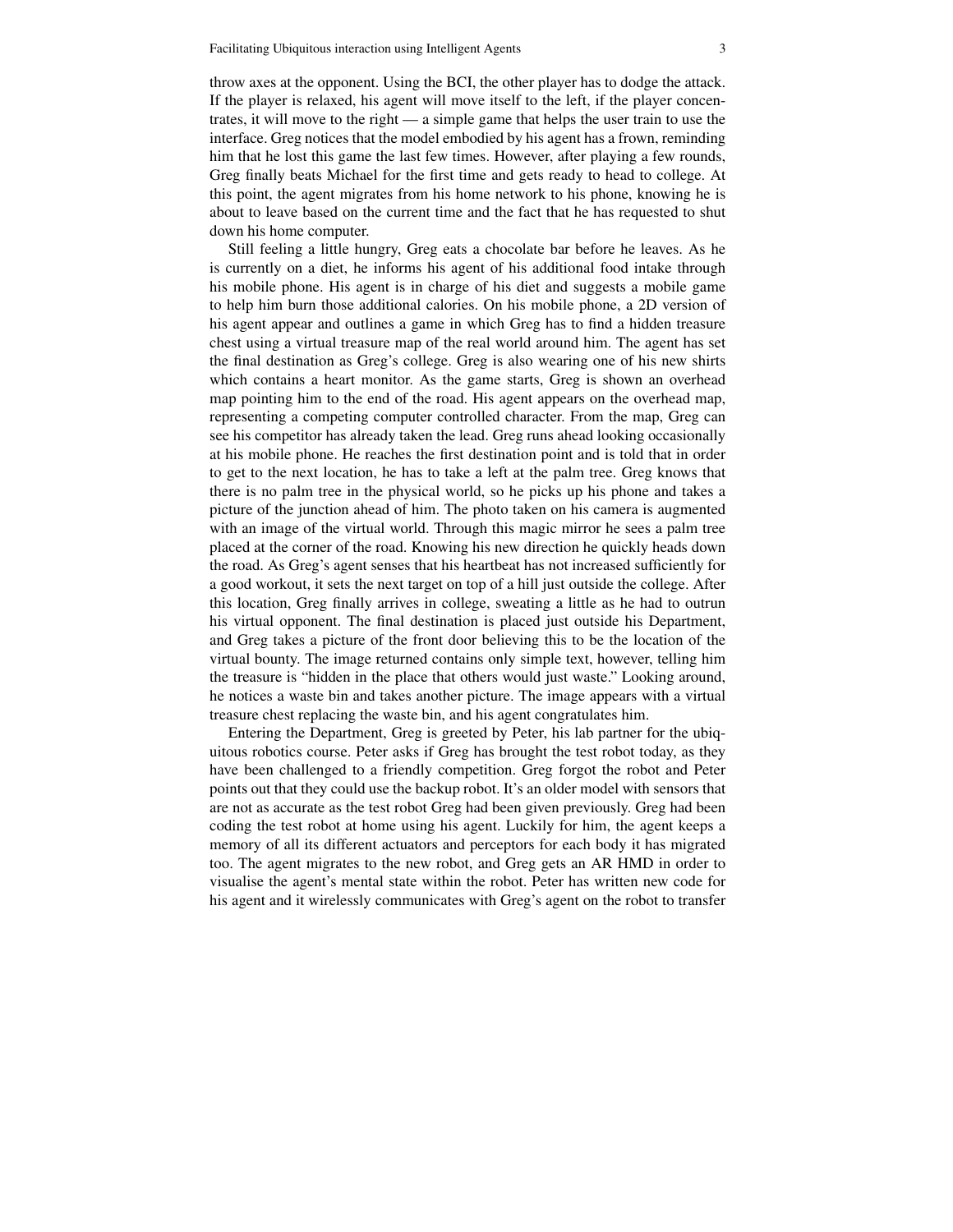throw axes at the opponent. Using the BCI, the other player has to dodge the attack. If the player is relaxed, his agent will move itself to the left, if the player concentrates, it will move to the right — a simple game that helps the user train to use the interface. Greg notices that the model embodied by his agent has a frown, reminding him that he lost this game the last few times. However, after playing a few rounds, Greg finally beats Michael for the first time and gets ready to head to college. At this point, the agent migrates from his home network to his phone, knowing he is about to leave based on the current time and the fact that he has requested to shut down his home computer.

Still feeling a little hungry, Greg eats a chocolate bar before he leaves. As he is currently on a diet, he informs his agent of his additional food intake through his mobile phone. His agent is in charge of his diet and suggests a mobile game to help him burn those additional calories. On his mobile phone, a 2D version of his agent appear and outlines a game in which Greg has to find a hidden treasure chest using a virtual treasure map of the real world around him. The agent has set the final destination as Greg's college. Greg is also wearing one of his new shirts which contains a heart monitor. As the game starts, Greg is shown an overhead map pointing him to the end of the road. His agent appears on the overhead map, representing a competing computer controlled character. From the map, Greg can see his competitor has already taken the lead. Greg runs ahead looking occasionally at his mobile phone. He reaches the first destination point and is told that in order to get to the next location, he has to take a left at the palm tree. Greg knows that there is no palm tree in the physical world, so he picks up his phone and takes a picture of the junction ahead of him. The photo taken on his camera is augmented with an image of the virtual world. Through this magic mirror he sees a palm tree placed at the corner of the road. Knowing his new direction he quickly heads down the road. As Greg's agent senses that his heartbeat has not increased sufficiently for a good workout, it sets the next target on top of a hill just outside the college. After this location, Greg finally arrives in college, sweating a little as he had to outrun his virtual opponent. The final destination is placed just outside his Department, and Greg takes a picture of the front door believing this to be the location of the virtual bounty. The image returned contains only simple text, however, telling him the treasure is "hidden in the place that others would just waste." Looking around, he notices a waste bin and takes another picture. The image appears with a virtual treasure chest replacing the waste bin, and his agent congratulates him.

Entering the Department, Greg is greeted by Peter, his lab partner for the ubiquitous robotics course. Peter asks if Greg has brought the test robot today, as they have been challenged to a friendly competition. Greg forgot the robot and Peter points out that they could use the backup robot. It's an older model with sensors that are not as accurate as the test robot Greg had been given previously. Greg had been coding the test robot at home using his agent. Luckily for him, the agent keeps a memory of all its different actuators and perceptors for each body it has migrated too. The agent migrates to the new robot, and Greg gets an AR HMD in order to visualise the agent's mental state within the robot. Peter has written new code for his agent and it wirelessly communicates with Greg's agent on the robot to transfer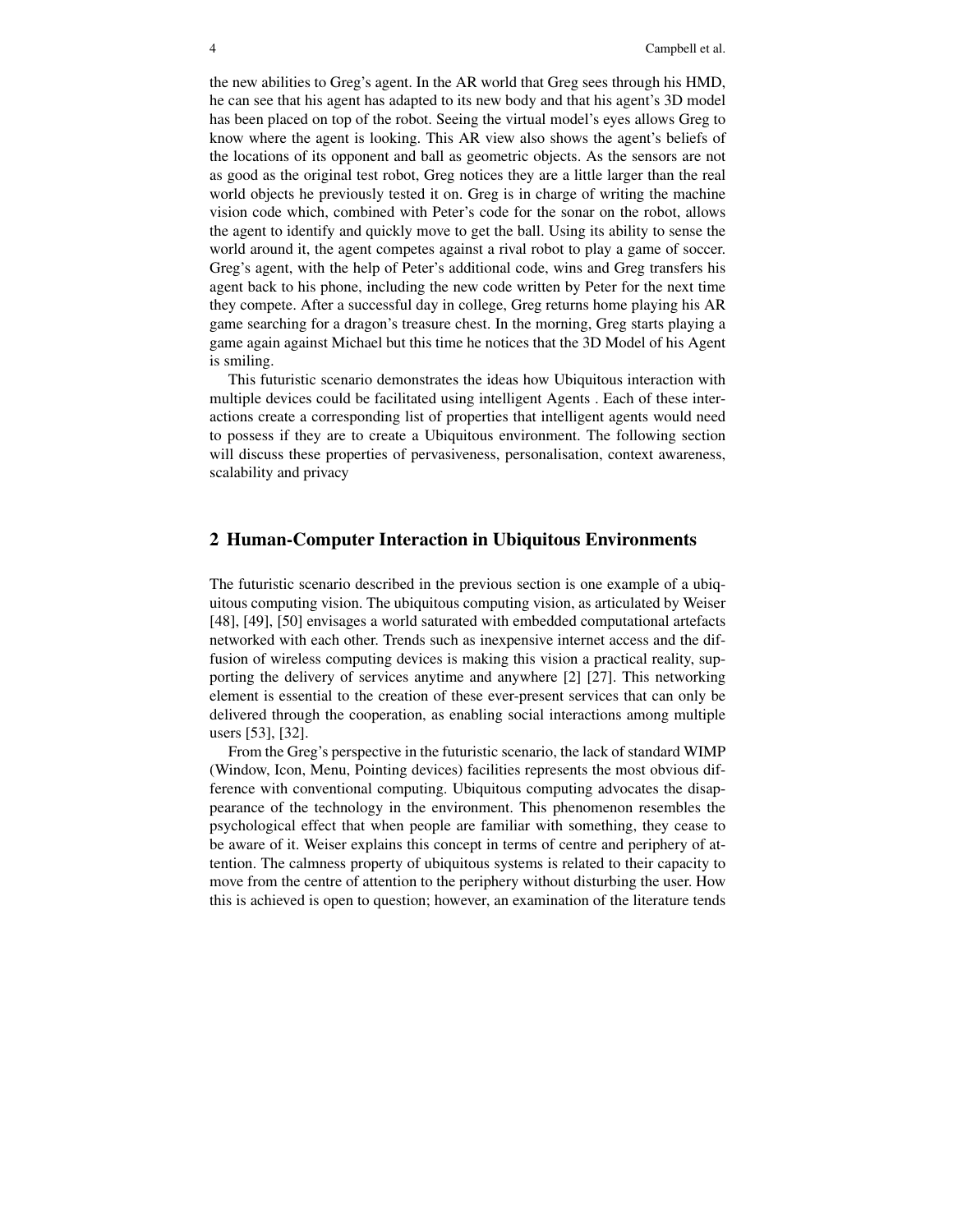the new abilities to Greg's agent. In the AR world that Greg sees through his HMD, he can see that his agent has adapted to its new body and that his agent's 3D model has been placed on top of the robot. Seeing the virtual model's eyes allows Greg to know where the agent is looking. This AR view also shows the agent's beliefs of the locations of its opponent and ball as geometric objects. As the sensors are not as good as the original test robot, Greg notices they are a little larger than the real world objects he previously tested it on. Greg is in charge of writing the machine vision code which, combined with Peter's code for the sonar on the robot, allows the agent to identify and quickly move to get the ball. Using its ability to sense the world around it, the agent competes against a rival robot to play a game of soccer. Greg's agent, with the help of Peter's additional code, wins and Greg transfers his agent back to his phone, including the new code written by Peter for the next time they compete. After a successful day in college, Greg returns home playing his AR game searching for a dragon's treasure chest. In the morning, Greg starts playing a game again against Michael but this time he notices that the 3D Model of his Agent is smiling.

This futuristic scenario demonstrates the ideas how Ubiquitous interaction with multiple devices could be facilitated using intelligent Agents . Each of these interactions create a corresponding list of properties that intelligent agents would need to possess if they are to create a Ubiquitous environment. The following section will discuss these properties of pervasiveness, personalisation, context awareness, scalability and privacy

## 2 Human-Computer Interaction in Ubiquitous Environments

The futuristic scenario described in the previous section is one example of a ubiquitous computing vision. The ubiquitous computing vision, as articulated by Weiser [48], [49], [50] envisages a world saturated with embedded computational artefacts networked with each other. Trends such as inexpensive internet access and the diffusion of wireless computing devices is making this vision a practical reality, supporting the delivery of services anytime and anywhere [2] [27]. This networking element is essential to the creation of these ever-present services that can only be delivered through the cooperation, as enabling social interactions among multiple users [53], [32].

From the Greg's perspective in the futuristic scenario, the lack of standard WIMP (Window, Icon, Menu, Pointing devices) facilities represents the most obvious difference with conventional computing. Ubiquitous computing advocates the disappearance of the technology in the environment. This phenomenon resembles the psychological effect that when people are familiar with something, they cease to be aware of it. Weiser explains this concept in terms of centre and periphery of attention. The calmness property of ubiquitous systems is related to their capacity to move from the centre of attention to the periphery without disturbing the user. How this is achieved is open to question; however, an examination of the literature tends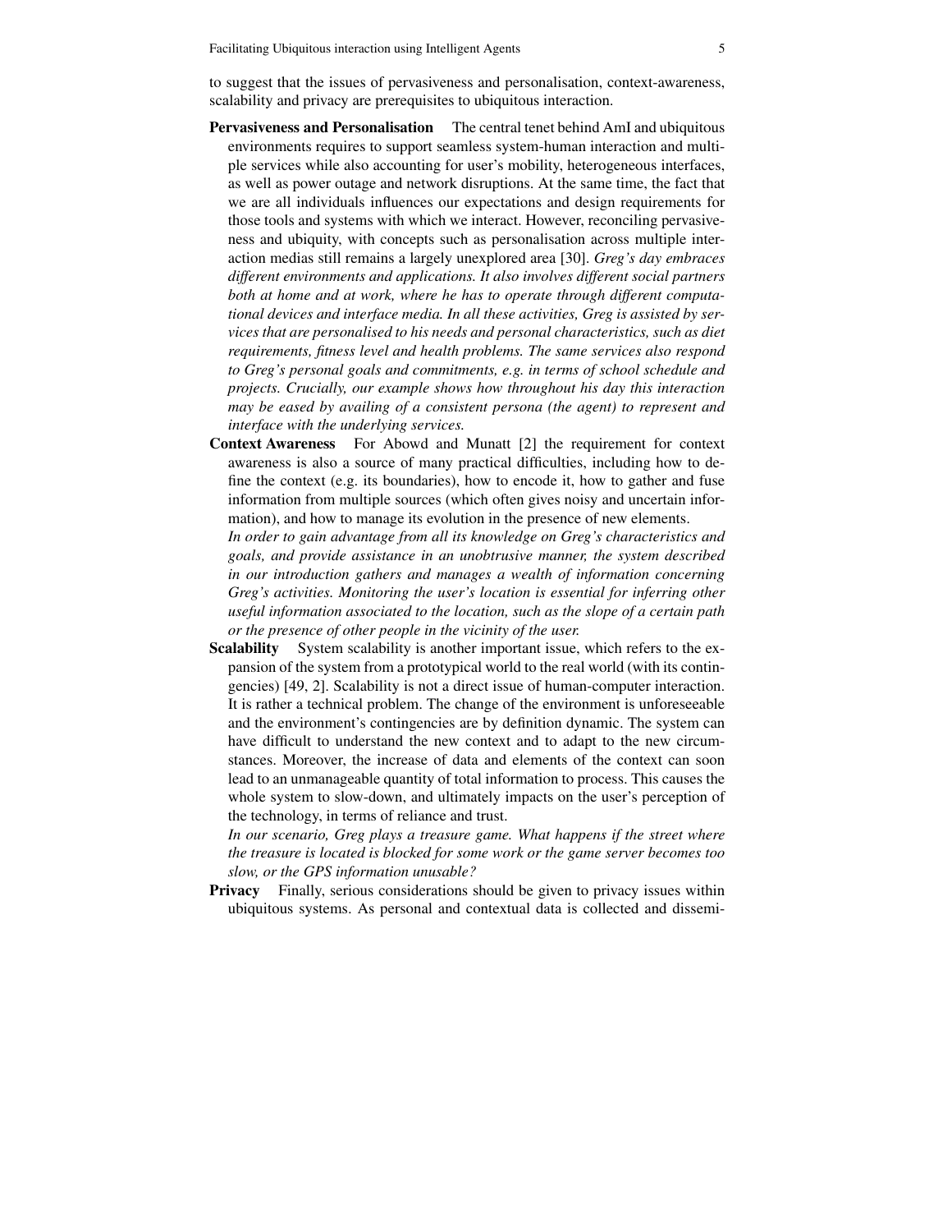to suggest that the issues of pervasiveness and personalisation, context-awareness, scalability and privacy are prerequisites to ubiquitous interaction.

**Pervasiveness and Personalisation** The central tenet behind AmI and ubiquitous environments requires to support seamless system-human interaction and multiple services while also accounting for user's mobility, heterogeneous interfaces, as well as power outage and network disruptions. At the same time, the fact that we are all individuals influences our expectations and design requirements for those tools and systems with which we interact. However, reconciling pervasiveness and ubiquity, with concepts such as personalisation across multiple interaction medias still remains a largely unexplored area [30]. *Greg's day embraces different environments and applications. It also involves different social partners both at home and at work, where he has to operate through different computational devices and interface media. In all these activities, Greg is assisted by services that are personalised to his needs and personal characteristics, such as diet requirements, fitness level and health problems. The same services also respond to Greg's personal goals and commitments, e.g. in terms of school schedule and projects. Crucially, our example shows how throughout his day this interaction may be eased by availing of a consistent persona (the agent) to represent and interface with the underlying services.*

**Context Awareness** For Abowd and Munatt [2] the requirement for context awareness is also a source of many practical difficulties, including how to define the context (e.g. its boundaries), how to encode it, how to gather and fuse information from multiple sources (which often gives noisy and uncertain information), and how to manage its evolution in the presence of new elements.
*In order to gain advantage from all its knowledge on Greg's characteristics and goals, and provide assistance in an unobtrusive manner, the system described in our introduction gathers and manages a wealth of information concerning Greg's activities. Monitoring the user's location is essential for inferring other useful information associated to the location, such as the slope of a certain path or the presence of other people in the vicinity of the user.*

**Scalability** System scalability is another important issue, which refers to the expansion of the system from a prototypical world to the real world (with its contingencies) [49, 2]. Scalability is not a direct issue of human-computer interaction. It is rather a technical problem. The change of the environment is unforeseeable and the environment's contingencies are by definition dynamic. The system can have difficult to understand the new context and to adapt to the new circumstances. Moreover, the increase of data and elements of the context can soon lead to an unmanageable quantity of total information to process. This causes the whole system to slow-down, and ultimately impacts on the user's perception of the technology, in terms of reliance and trust.
*In our scenario, Greg plays a treasure game. What happens if the street where the treasure is located is blocked for some work or the game server becomes too slow, or the GPS information unusable?*

**Privacy** Finally, serious considerations should be given to privacy issues within ubiquitous systems. As personal and contextual data is collected and dissemi-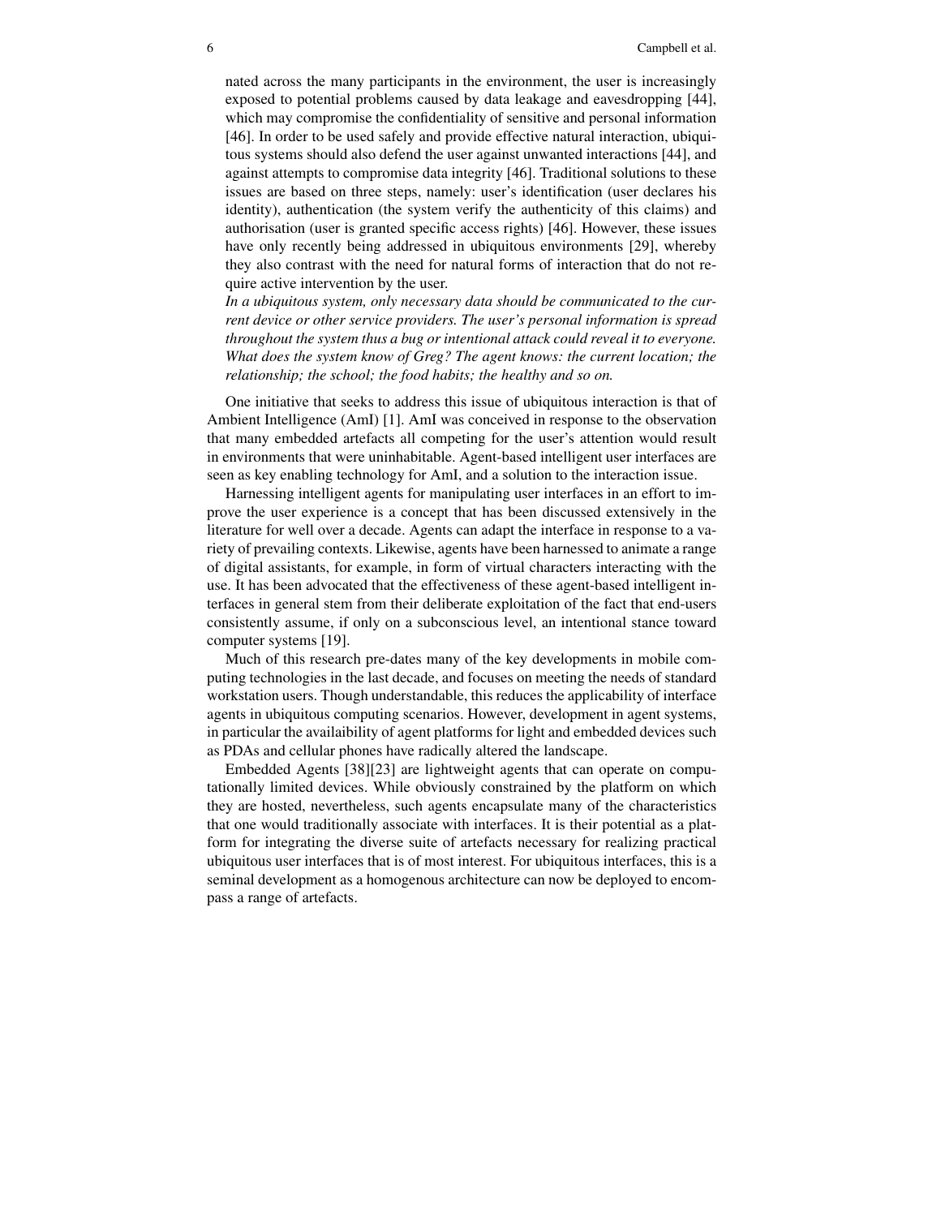nated across the many participants in the environment, the user is increasingly exposed to potential problems caused by data leakage and eavesdropping [44], which may compromise the confidentiality of sensitive and personal information [46]. In order to be used safely and provide effective natural interaction, ubiquitous systems should also defend the user against unwanted interactions [44], and against attempts to compromise data integrity [46]. Traditional solutions to these issues are based on three steps, namely: user's identification (user declares his identity), authentication (the system verify the authenticity of this claims) and authorisation (user is granted specific access rights) [46]. However, these issues have only recently being addressed in ubiquitous environments [29], whereby they also contrast with the need for natural forms of interaction that do not require active intervention by the user.

*In a ubiquitous system, only necessary data should be communicated to the current device or other service providers. The user's personal information is spread throughout the system thus a bug or intentional attack could reveal it to everyone. What does the system know of Greg? The agent knows: the current location; the relationship; the school; the food habits; the healthy and so on.*

One initiative that seeks to address this issue of ubiquitous interaction is that of Ambient Intelligence (AmI) [1]. AmI was conceived in response to the observation that many embedded artefacts all competing for the user's attention would result in environments that were uninhabitable. Agent-based intelligent user interfaces are seen as key enabling technology for AmI, and a solution to the interaction issue.

Harnessing intelligent agents for manipulating user interfaces in an effort to improve the user experience is a concept that has been discussed extensively in the literature for well over a decade. Agents can adapt the interface in response to a variety of prevailing contexts. Likewise, agents have been harnessed to animate a range of digital assistants, for example, in form of virtual characters interacting with the use. It has been advocated that the effectiveness of these agent-based intelligent interfaces in general stem from their deliberate exploitation of the fact that end-users consistently assume, if only on a subconscious level, an intentional stance toward computer systems [19].

Much of this research pre-dates many of the key developments in mobile computing technologies in the last decade, and focuses on meeting the needs of standard workstation users. Though understandable, this reduces the applicability of interface agents in ubiquitous computing scenarios. However, development in agent systems, in particular the availaibility of agent platforms for light and embedded devices such as PDAs and cellular phones have radically altered the landscape.

Embedded Agents [38][23] are lightweight agents that can operate on computationally limited devices. While obviously constrained by the platform on which they are hosted, nevertheless, such agents encapsulate many of the characteristics that one would traditionally associate with interfaces. It is their potential as a platform for integrating the diverse suite of artefacts necessary for realizing practical ubiquitous user interfaces that is of most interest. For ubiquitous interfaces, this is a seminal development as a homogenous architecture can now be deployed to encompass a range of artefacts.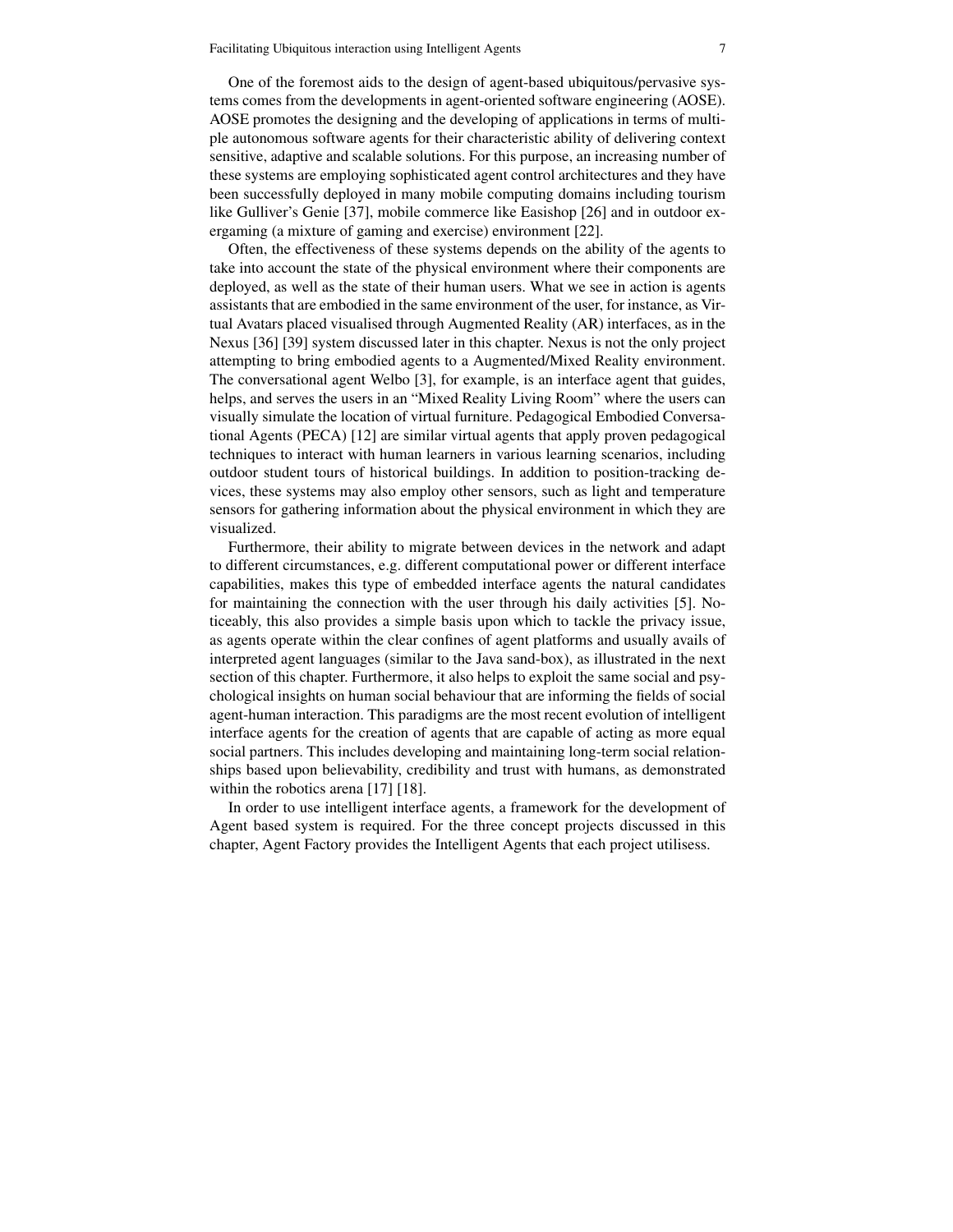One of the foremost aids to the design of agent-based ubiquitous/pervasive systems comes from the developments in agent-oriented software engineering (AOSE). AOSE promotes the designing and the developing of applications in terms of multiple autonomous software agents for their characteristic ability of delivering context sensitive, adaptive and scalable solutions. For this purpose, an increasing number of these systems are employing sophisticated agent control architectures and they have been successfully deployed in many mobile computing domains including tourism like Gulliver's Genie [37], mobile commerce like Easishop [26] and in outdoor exergaming (a mixture of gaming and exercise) environment [22].

Often, the effectiveness of these systems depends on the ability of the agents to take into account the state of the physical environment where their components are deployed, as well as the state of their human users. What we see in action is agents assistants that are embodied in the same environment of the user, for instance, as Virtual Avatars placed visualised through Augmented Reality (AR) interfaces, as in the Nexus [36] [39] system discussed later in this chapter. Nexus is not the only project attempting to bring embodied agents to a Augmented/Mixed Reality environment. The conversational agent Welbo [3], for example, is an interface agent that guides, helps, and serves the users in an "Mixed Reality Living Room" where the users can visually simulate the location of virtual furniture. Pedagogical Embodied Conversational Agents (PECA) [12] are similar virtual agents that apply proven pedagogical techniques to interact with human learners in various learning scenarios, including outdoor student tours of historical buildings. In addition to position-tracking devices, these systems may also employ other sensors, such as light and temperature sensors for gathering information about the physical environment in which they are visualized.

Furthermore, their ability to migrate between devices in the network and adapt to different circumstances, e.g. different computational power or different interface capabilities, makes this type of embedded interface agents the natural candidates for maintaining the connection with the user through his daily activities [5]. Noticeably, this also provides a simple basis upon which to tackle the privacy issue, as agents operate within the clear confines of agent platforms and usually avails of interpreted agent languages (similar to the Java sand-box), as illustrated in the next section of this chapter. Furthermore, it also helps to exploit the same social and psychological insights on human social behaviour that are informing the fields of social agent-human interaction. This paradigms are the most recent evolution of intelligent interface agents for the creation of agents that are capable of acting as more equal social partners. This includes developing and maintaining long-term social relationships based upon believability, credibility and trust with humans, as demonstrated within the robotics arena [17] [18].

In order to use intelligent interface agents, a framework for the development of Agent based system is required. For the three concept projects discussed in this chapter, Agent Factory provides the Intelligent Agents that each project utilisess.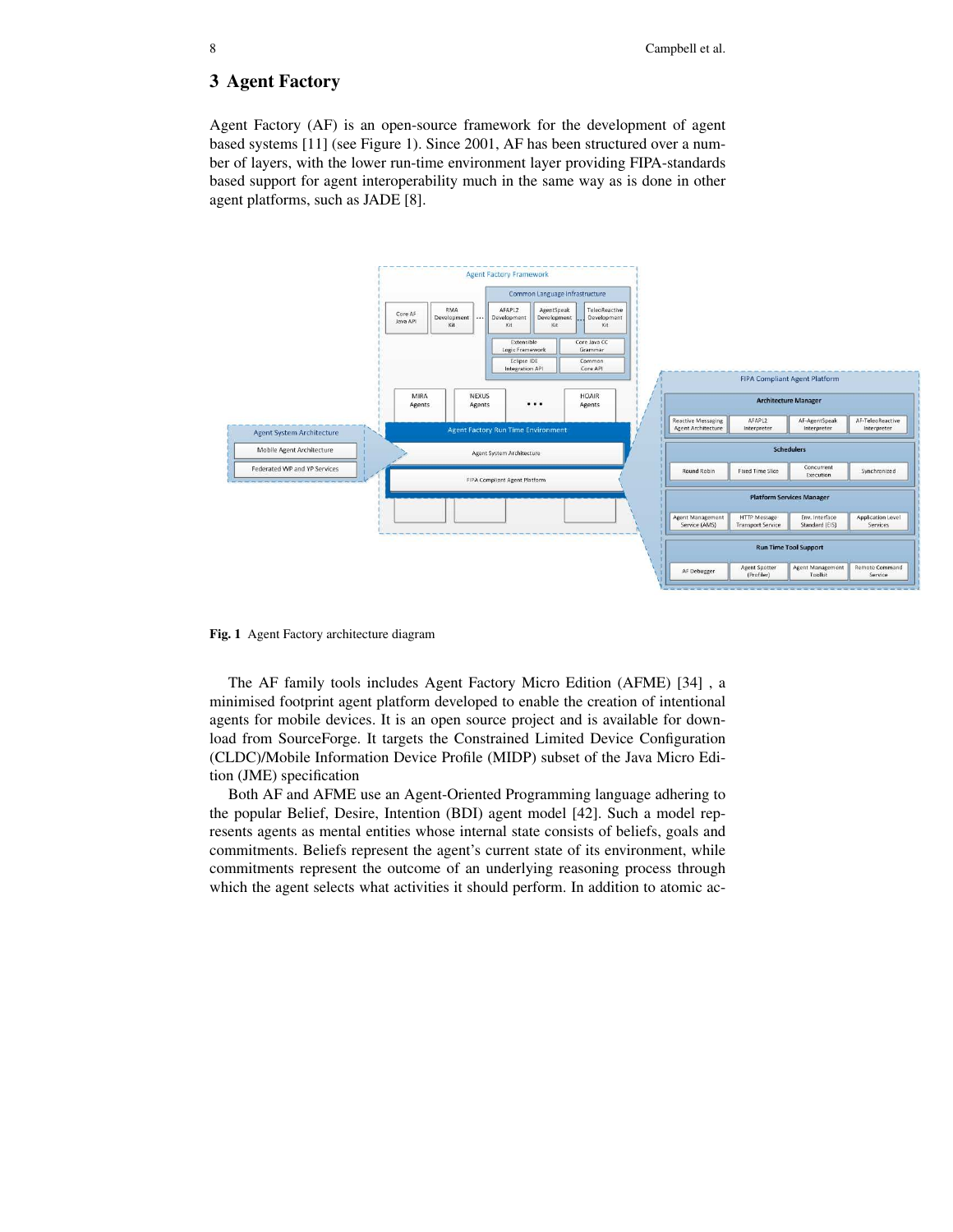## 3 Agent Factory

Agent Factory (AF) is an open-source framework for the development of agent based systems [11] (see Figure 1). Since 2001, AF has been structured over a number of layers, with the lower run-time environment layer providing FIPA-standards based support for agent interoperability much in the same way as is done in other agent platforms, such as JADE [8].

**Fig. 1** Agent Factory architecture diagram

The AF family tools includes Agent Factory Micro Edition (AFME) [34] , a minimised footprint agent platform developed to enable the creation of intentional agents for mobile devices. It is an open source project and is available for download from SourceForge. It targets the Constrained Limited Device Configuration (CLDC)/Mobile Information Device Profile (MIDP) subset of the Java Micro Edition (JME) specification

Both AF and AFME use an Agent-Oriented Programming language adhering to the popular Belief, Desire, Intention (BDI) agent model [42]. Such a model represents agents as mental entities whose internal state consists of beliefs, goals and commitments. Beliefs represent the agent's current state of its environment, while commitments represent the outcome of an underlying reasoning process through which the agent selects what activities it should perform. In addition to atomic ac-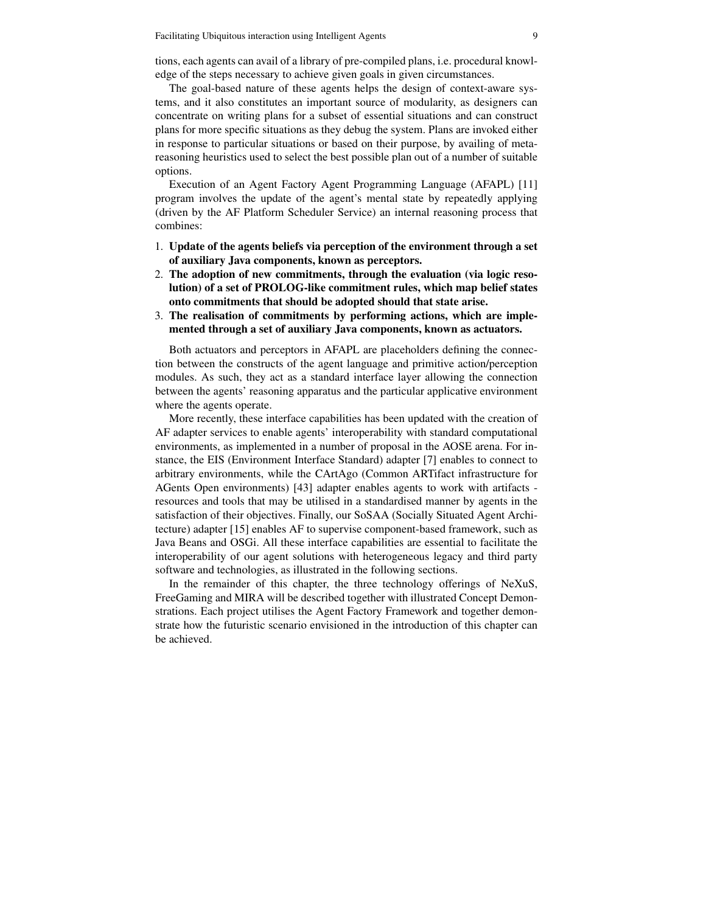tions, each agents can avail of a library of pre-compiled plans, i.e. procedural knowledge of the steps necessary to achieve given goals in given circumstances.

The goal-based nature of these agents helps the design of context-aware systems, and it also constitutes an important source of modularity, as designers can concentrate on writing plans for a subset of essential situations and can construct plans for more specific situations as they debug the system. Plans are invoked either in response to particular situations or based on their purpose, by availing of meta-reasoning heuristics used to select the best possible plan out of a number of suitable options.

Execution of an Agent Factory Agent Programming Language (AFAPL) [11] program involves the update of the agent's mental state by repeatedly applying (driven by the AF Platform Scheduler Service) an internal reasoning process that combines:

1. **Update of the agents beliefs via perception of the environment through a set of auxiliary Java components, known as perceptors.**
2. **The adoption of new commitments, through the evaluation (via logic resolution) of a set of PROLOG-like commitment rules, which map belief states onto commitments that should be adopted should that state arise.**
3. **The realisation of commitments by performing actions, which are implemented through a set of auxiliary Java components, known as actuators.**

Both actuators and perceptors in AFAPL are placeholders defining the connection between the constructs of the agent language and primitive action/perception modules. As such, they act as a standard interface layer allowing the connection between the agents' reasoning apparatus and the particular applicative environment where the agents operate.

More recently, these interface capabilities has been updated with the creation of AF adapter services to enable agents' interoperability with standard computational environments, as implemented in a number of proposal in the AOSE arena. For instance, the EIS (Environment Interface Standard) adapter [7] enables to connect to arbitrary environments, while the CArtAgo (Common ARTifact infrastructure for AGents Open environments) [43] adapter enables agents to work with artifacts - resources and tools that may be utilised in a standardised manner by agents in the satisfaction of their objectives. Finally, our SoSAA (Socially Situated Agent Architecture) adapter [15] enables AF to supervise component-based framework, such as Java Beans and OSGi. All these interface capabilities are essential to facilitate the interoperability of our agent solutions with heterogeneous legacy and third party software and technologies, as illustrated in the following sections.

In the remainder of this chapter, the three technology offerings of NeXuS, FreeGaming and MIRA will be described together with illustrated Concept Demonstrations. Each project utilises the Agent Factory Framework and together demonstrate how the futuristic scenario envisioned in the introduction of this chapter can be achieved.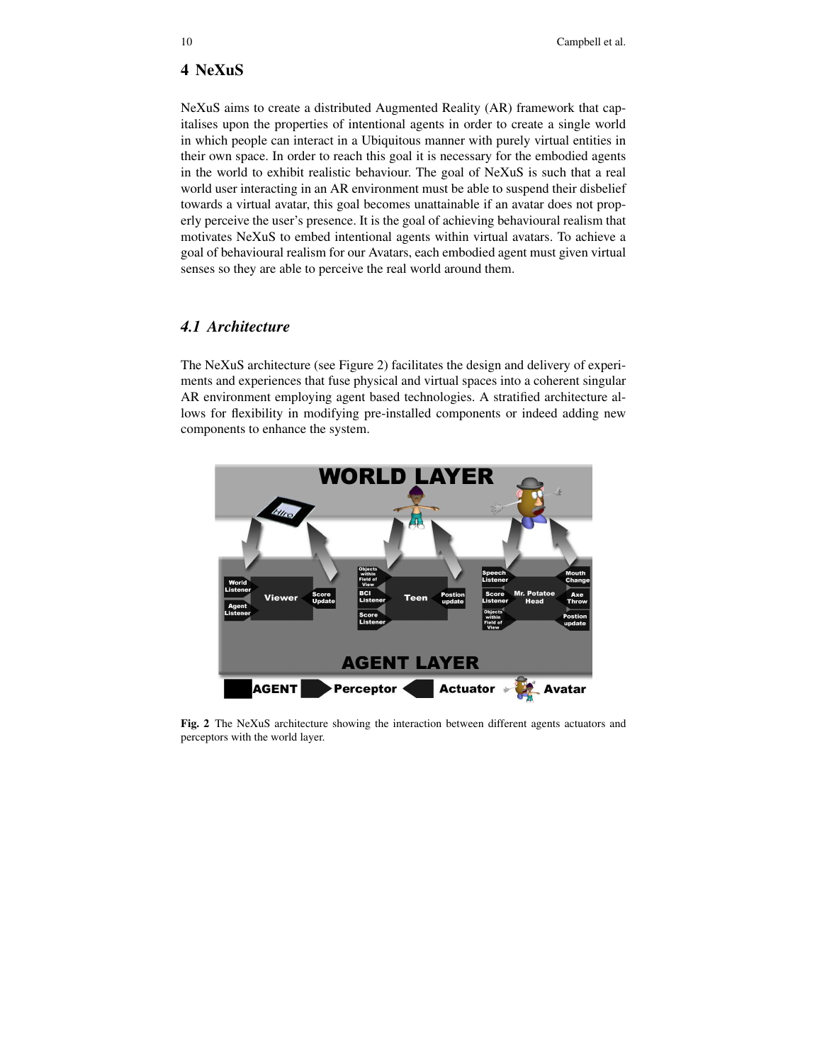## 4 NeXuS

NeXuS aims to create a distributed Augmented Reality (AR) framework that capitalises upon the properties of intentional agents in order to create a single world in which people can interact in a Ubiquitous manner with purely virtual entities in their own space. In order to reach this goal it is necessary for the embodied agents in the world to exhibit realistic behaviour. The goal of NeXuS is such that a real world user interacting in an AR environment must be able to suspend their disbelief towards a virtual avatar, this goal becomes unattainable if an avatar does not properly perceive the user's presence. It is the goal of achieving behavioural realism that motivates NeXuS to embed intentional agents within virtual avatars. To achieve a goal of behavioural realism for our Avatars, each embodied agent must given virtual senses so they are able to perceive the real world around them.

### *4.1 Architecture*

The NeXuS architecture (see Figure 2) facilitates the design and delivery of experiments and experiences that fuse physical and virtual spaces into a coherent singular AR environment employing agent based technologies. A stratified architecture allows for flexibility in modifying pre-installed components or indeed adding new components to enhance the system.

**Fig. 2** The NeXuS architecture showing the interaction between different agents actuators and perceptors with the world layer.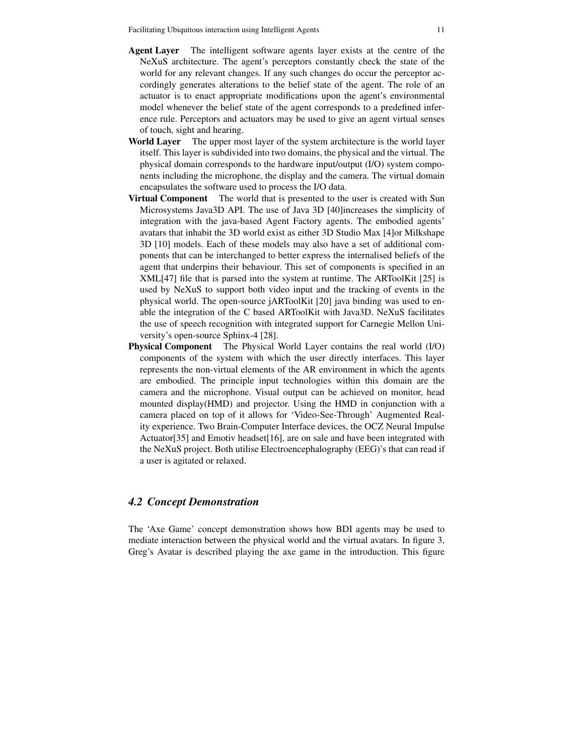**Agent Layer** The intelligent software agents layer exists at the centre of the NeXuS architecture. The agent's perceptors constantly check the state of the world for any relevant changes. If any such changes do occur the perceptor accordingly generates alterations to the belief state of the agent. The role of an actuator is to enact appropriate modifications upon the agent's environmental model whenever the belief state of the agent corresponds to a predefined inference rule. Perceptors and actuators may be used to give an agent virtual senses of touch, sight and hearing.

**World Layer** The upper most layer of the system architecture is the world layer itself. This layer is subdivided into two domains, the physical and the virtual. The physical domain corresponds to the hardware input/output (I/O) system components including the microphone, the display and the camera. The virtual domain encapsulates the software used to process the I/O data.

**Virtual Component** The world that is presented to the user is created with Sun Microsystems Java3D API. The use of Java 3D [40]increases the simplicity of integration with the java-based Agent Factory agents. The embodied agents' avatars that inhabit the 3D world exist as either 3D Studio Max [4]or Milkshape 3D [10] models. Each of these models may also have a set of additional components that can be interchanged to better express the internalised beliefs of the agent that underpins their behaviour. This set of components is specified in an XML[47] file that is parsed into the system at runtime. The ARToolKit [25] is used by NeXuS to support both video input and the tracking of events in the physical world. The open-source jARToolKit [20] java binding was used to enable the integration of the C based ARToolKit with Java3D. NeXuS facilitates the use of speech recognition with integrated support for Carnegie Mellon University's open-source Sphinx-4 [28].

**Physical Component** The Physical World Layer contains the real world (I/O) components of the system with which the user directly interfaces. This layer represents the non-virtual elements of the AR environment in which the agents are embodied. The principle input technologies within this domain are the camera and the microphone. Visual output can be achieved on monitor, head mounted display(HMD) and projector. Using the HMD in conjunction with a camera placed on top of it allows for 'Video-See-Through' Augmented Reality experience. Two Brain-Computer Interface devices, the OCZ Neural Impulse Actuator[35] and Emotiv headset[16], are on sale and have been integrated with the NeXuS project. Both utilise Electroencephalography (EEG)'s that can read if a user is agitated or relaxed.

### 4.2 Concept Demonstration

The 'Axe Game' concept demonstration shows how BDI agents may be used to mediate interaction between the physical world and the virtual avatars. In figure 3, Greg's Avatar is described playing the axe game in the introduction. This figure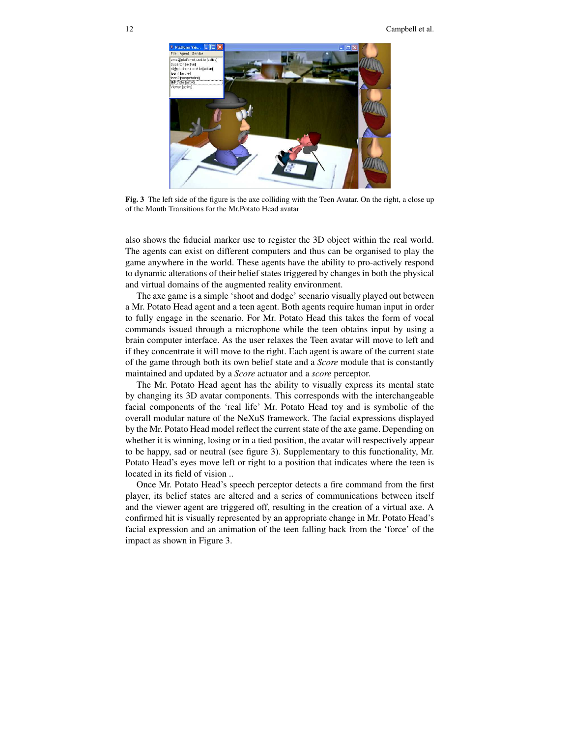**Fig. 3** The left side of the figure is the axe colliding with the Teen Avatar. On the right, a close up of the Mouth Transitions for the Mr.Potato Head avatar

also shows the fiducial marker use to register the 3D object within the real world. The agents can exist on different computers and thus can be organised to play the game anywhere in the world. These agents have the ability to pro-actively respond to dynamic alterations of their belief states triggered by changes in both the physical and virtual domains of the augmented reality environment.

The axe game is a simple 'shoot and dodge' scenario visually played out between a Mr. Potato Head agent and a teen agent. Both agents require human input in order to fully engage in the scenario. For Mr. Potato Head this takes the form of vocal commands issued through a microphone while the teen obtains input by using a brain computer interface. As the user relaxes the Teen avatar will move to left and if they concentrate it will move to the right. Each agent is aware of the current state of the game through both its own belief state and a *Score* module that is constantly maintained and updated by a *Score* actuator and a *score* perceptor.

The Mr. Potato Head agent has the ability to visually express its mental state by changing its 3D avatar components. This corresponds with the interchangeable facial components of the 'real life' Mr. Potato Head toy and is symbolic of the overall modular nature of the NeXuS framework. The facial expressions displayed by the Mr. Potato Head model reflect the current state of the axe game. Depending on whether it is winning, losing or in a tied position, the avatar will respectively appear to be happy, sad or neutral (see figure 3). Supplementary to this functionality, Mr. Potato Head's eyes move left or right to a position that indicates where the teen is located in its field of vision ..

Once Mr. Potato Head's speech perceptor detects a fire command from the first player, its belief states are altered and a series of communications between itself and the viewer agent are triggered off, resulting in the creation of a virtual axe. A confirmed hit is visually represented by an appropriate change in Mr. Potato Head's facial expression and an animation of the teen falling back from the 'force' of the impact as shown in Figure 3.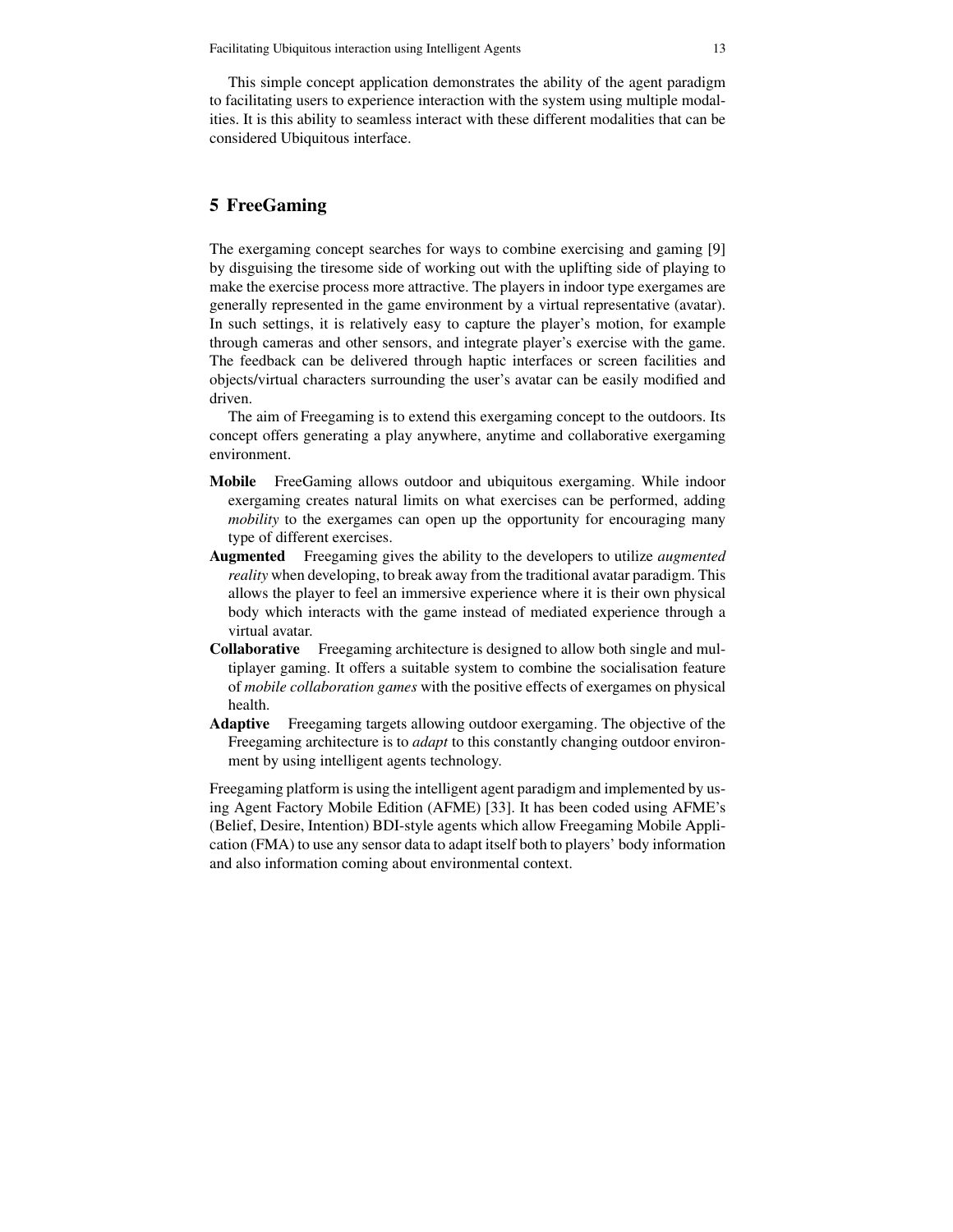This simple concept application demonstrates the ability of the agent paradigm to facilitating users to experience interaction with the system using multiple modalities. It is this ability to seamless interact with these different modalities that can be considered Ubiquitous interface.

## 5 FreeGaming

The exergaming concept searches for ways to combine exercising and gaming [9] by disguising the tiresome side of working out with the uplifting side of playing to make the exercise process more attractive. The players in indoor type exergames are generally represented in the game environment by a virtual representative (avatar). In such settings, it is relatively easy to capture the player's motion, for example through cameras and other sensors, and integrate player's exercise with the game. The feedback can be delivered through haptic interfaces or screen facilities and objects/virtual characters surrounding the user's avatar can be easily modified and driven.

The aim of Freegaming is to extend this exergaming concept to the outdoors. Its concept offers generating a play anywhere, anytime and collaborative exergaming environment.

**Mobile** FreeGaming allows outdoor and ubiquitous exergaming. While indoor exergaming creates natural limits on what exercises can be performed, adding *mobility* to the exergames can open up the opportunity for encouraging many type of different exercises.

**Augmented** Freegaming gives the ability to the developers to utilize *augmented reality* when developing, to break away from the traditional avatar paradigm. This allows the player to feel an immersive experience where it is their own physical body which interacts with the game instead of mediated experience through a virtual avatar.

**Collaborative** Freegaming architecture is designed to allow both single and multiplayer gaming. It offers a suitable system to combine the socialisation feature of *mobile collaboration games* with the positive effects of exergames on physical health.

**Adaptive** Freegaming targets allowing outdoor exergaming. The objective of the Freegaming architecture is to *adapt* to this constantly changing outdoor environment by using intelligent agents technology.

Freegaming platform is using the intelligent agent paradigm and implemented by using Agent Factory Mobile Edition (AFME) [33]. It has been coded using AFME's (Belief, Desire, Intention) BDI-style agents which allow Freegaming Mobile Application (FMA) to use any sensor data to adapt itself both to players' body information and also information coming about environmental context.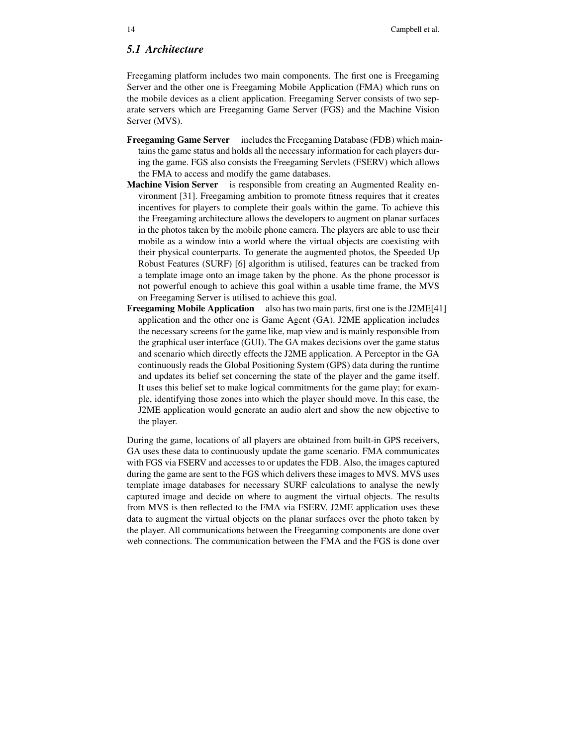### *5.1 Architecture*

Freegaming platform includes two main components. The first one is Freegaming Server and the other one is Freegaming Mobile Application (FMA) which runs on the mobile devices as a client application. Freegaming Server consists of two separate servers which are Freegaming Game Server (FGS) and the Machine Vision Server (MVS).

**Freegaming Game Server** includes the Freegaming Database (FDB) which maintains the game status and holds all the necessary information for each players during the game. FGS also consists the Freegaming Servlets (FSERV) which allows the FMA to access and modify the game databases.

**Machine Vision Server** is responsible from creating an Augmented Reality environment [31]. Freegaming ambition to promote fitness requires that it creates incentives for players to complete their goals within the game. To achieve this the Freegaming architecture allows the developers to augment on planar surfaces in the photos taken by the mobile phone camera. The players are able to use their mobile as a window into a world where the virtual objects are coexisting with their physical counterparts. To generate the augmented photos, the Speeded Up Robust Features (SURF) [6] algorithm is utilised, features can be tracked from a template image onto an image taken by the phone. As the phone processor is not powerful enough to achieve this goal within a usable time frame, the MVS on Freegaming Server is utilised to achieve this goal.

**Freegaming Mobile Application** also has two main parts, first one is the J2ME[41] application and the other one is Game Agent (GA). J2ME application includes the necessary screens for the game like, map view and is mainly responsible from the graphical user interface (GUI). The GA makes decisions over the game status and scenario which directly effects the J2ME application. A Perceptor in the GA continuously reads the Global Positioning System (GPS) data during the runtime and updates its belief set concerning the state of the player and the game itself. It uses this belief set to make logical commitments for the game play; for example, identifying those zones into which the player should move. In this case, the J2ME application would generate an audio alert and show the new objective to the player.

During the game, locations of all players are obtained from built-in GPS receivers, GA uses these data to continuously update the game scenario. FMA communicates with FGS via FSERV and accesses to or updates the FDB. Also, the images captured during the game are sent to the FGS which delivers these images to MVS. MVS uses template image databases for necessary SURF calculations to analyse the newly captured image and decide on where to augment the virtual objects. The results from MVS is then reflected to the FMA via FSERV. J2ME application uses these data to augment the virtual objects on the planar surfaces over the photo taken by the player. All communications between the Freegaming components are done over web connections. The communication between the FMA and the FGS is done over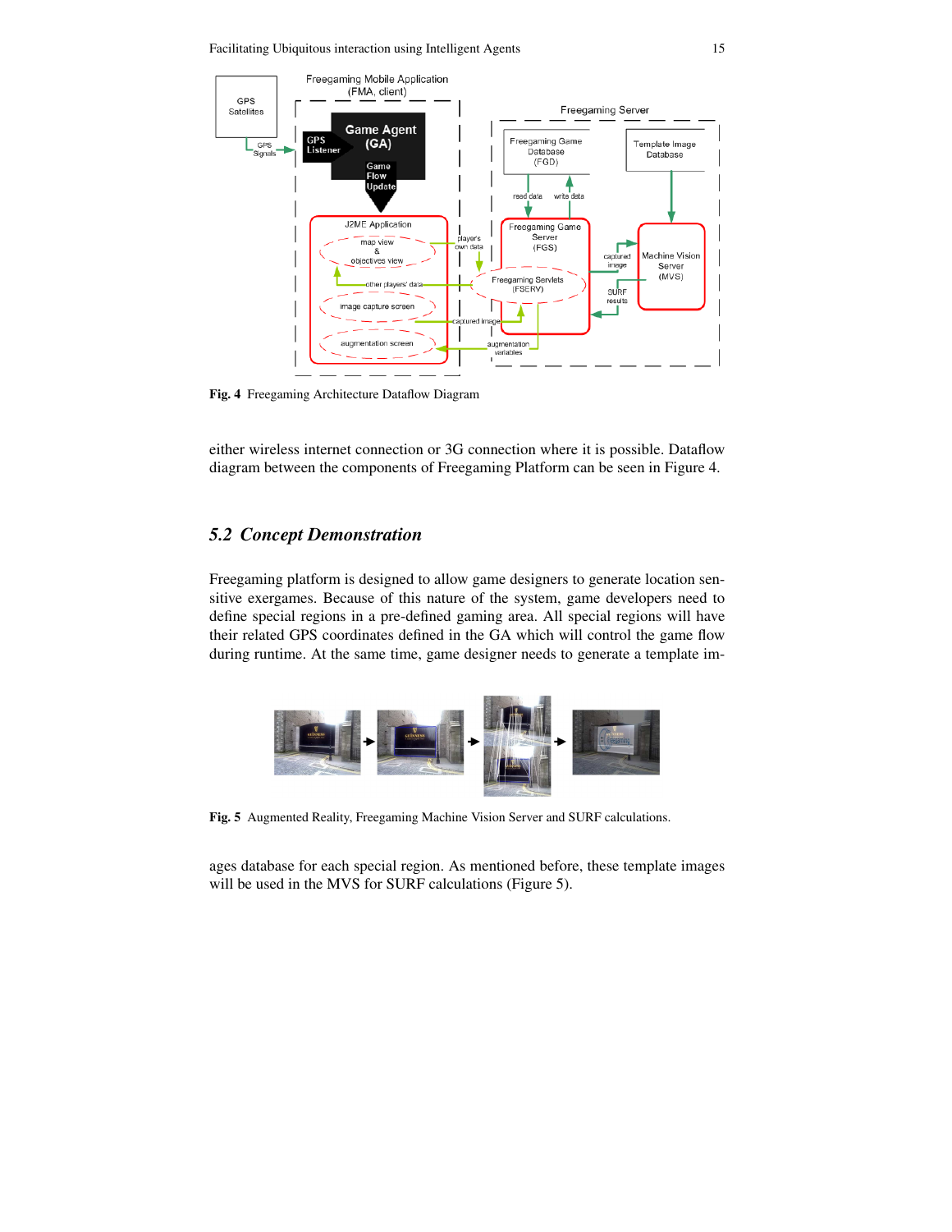Fig. 4 Freegaming Architecture Dataflow Diagram

either wireless internet connection or 3G connection where it is possible. Dataflow diagram between the components of Freegaming Platform can be seen in Figure 4.

## 5.2 Concept Demonstration

Freegaming platform is designed to allow game designers to generate location sensitive exergames. Because of this nature of the system, game developers need to define special regions in a pre-defined gaming area. All special regions will have their related GPS coordinates defined in the GA which will control the game flow during runtime. At the same time, game designer needs to generate a template images database for each special region. As mentioned before, these template images will be used in the MVS for SURF calculations (Figure 5).

Fig. 5 Augmented Reality, Freegaming Machine Vision Server and SURF calculations.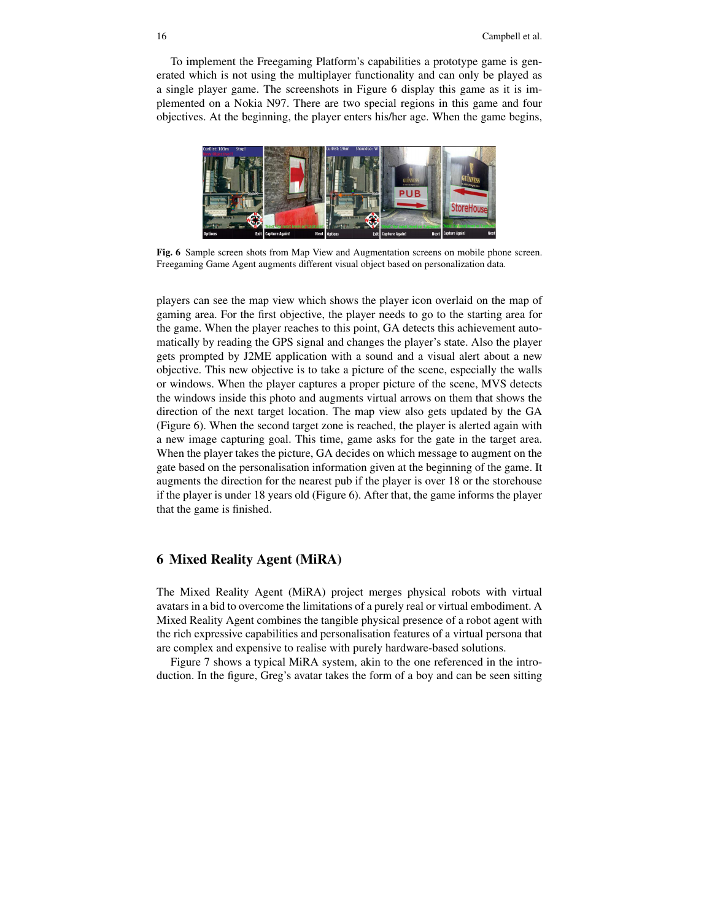To implement the Freegaming Platform's capabilities a prototype game is generated which is not using the multiplayer functionality and can only be played as a single player game. The screenshots in Figure 6 display this game as it is implemented on a Nokia N97. There are two special regions in this game and four objectives. At the beginning, the player enters his/her age. When the game begins,

**Fig. 6** Sample screen shots from Map View and Augmentation screens on mobile phone screen. Freegaming Game Agent augments different visual object based on personalization data.

players can see the map view which shows the player icon overlaid on the map of gaming area. For the first objective, the player needs to go to the starting area for the game. When the player reaches to this point, GA detects this achievement automatically by reading the GPS signal and changes the player's state. Also the player gets prompted by J2ME application with a sound and a visual alert about a new objective. This new objective is to take a picture of the scene, especially the walls or windows. When the player captures a proper picture of the scene, MVS detects the windows inside this photo and augments virtual arrows on them that shows the direction of the next target location. The map view also gets updated by the GA (Figure 6). When the second target zone is reached, the player is alerted again with a new image capturing goal. This time, game asks for the gate in the target area. When the player takes the picture, GA decides on which message to augment on the gate based on the personalisation information given at the beginning of the game. It augments the direction for the nearest pub if the player is over 18 or the storehouse if the player is under 18 years old (Figure 6). After that, the game informs the player that the game is finished.

## 6 Mixed Reality Agent (MiRA)

The Mixed Reality Agent (MiRA) project merges physical robots with virtual avatars in a bid to overcome the limitations of a purely real or virtual embodiment. A Mixed Reality Agent combines the tangible physical presence of a robot agent with the rich expressive capabilities and personalisation features of a virtual persona that are complex and expensive to realise with purely hardware-based solutions.

Figure 7 shows a typical MiRA system, akin to the one referenced in the introduction. In the figure, Greg's avatar takes the form of a boy and can be seen sitting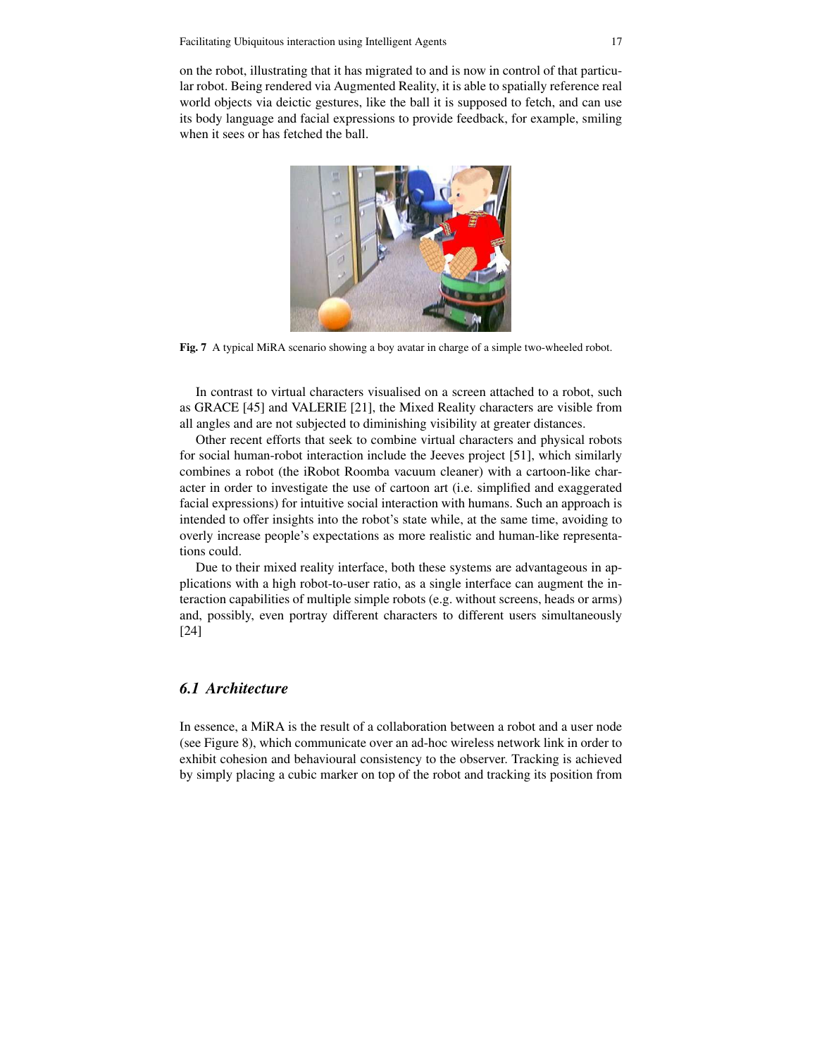on the robot, illustrating that it has migrated to and is now in control of that particular robot. Being rendered via Augmented Reality, it is able to spatially reference real world objects via deictic gestures, like the ball it is supposed to fetch, and can use its body language and facial expressions to provide feedback, for example, smiling when it sees or has fetched the ball.

**Fig. 7** A typical MiRA scenario showing a boy avatar in charge of a simple two-wheeled robot.

In contrast to virtual characters visualised on a screen attached to a robot, such as GRACE [45] and VALERIE [21], the Mixed Reality characters are visible from all angles and are not subjected to diminishing visibility at greater distances.

Other recent efforts that seek to combine virtual characters and physical robots for social human-robot interaction include the Jeeves project [51], which similarly combines a robot (the iRobot Roomba vacuum cleaner) with a cartoon-like character in order to investigate the use of cartoon art (i.e. simplified and exaggerated facial expressions) for intuitive social interaction with humans. Such an approach is intended to offer insights into the robot's state while, at the same time, avoiding to overly increase people's expectations as more realistic and human-like representations could.

Due to their mixed reality interface, both these systems are advantageous in applications with a high robot-to-user ratio, as a single interface can augment the interaction capabilities of multiple simple robots (e.g. without screens, heads or arms) and, possibly, even portray different characters to different users simultaneously [24]

### *6.1 Architecture*

In essence, a MiRA is the result of a collaboration between a robot and a user node (see Figure 8), which communicate over an ad-hoc wireless network link in order to exhibit cohesion and behavioural consistency to the observer. Tracking is achieved by simply placing a cubic marker on top of the robot and tracking its position from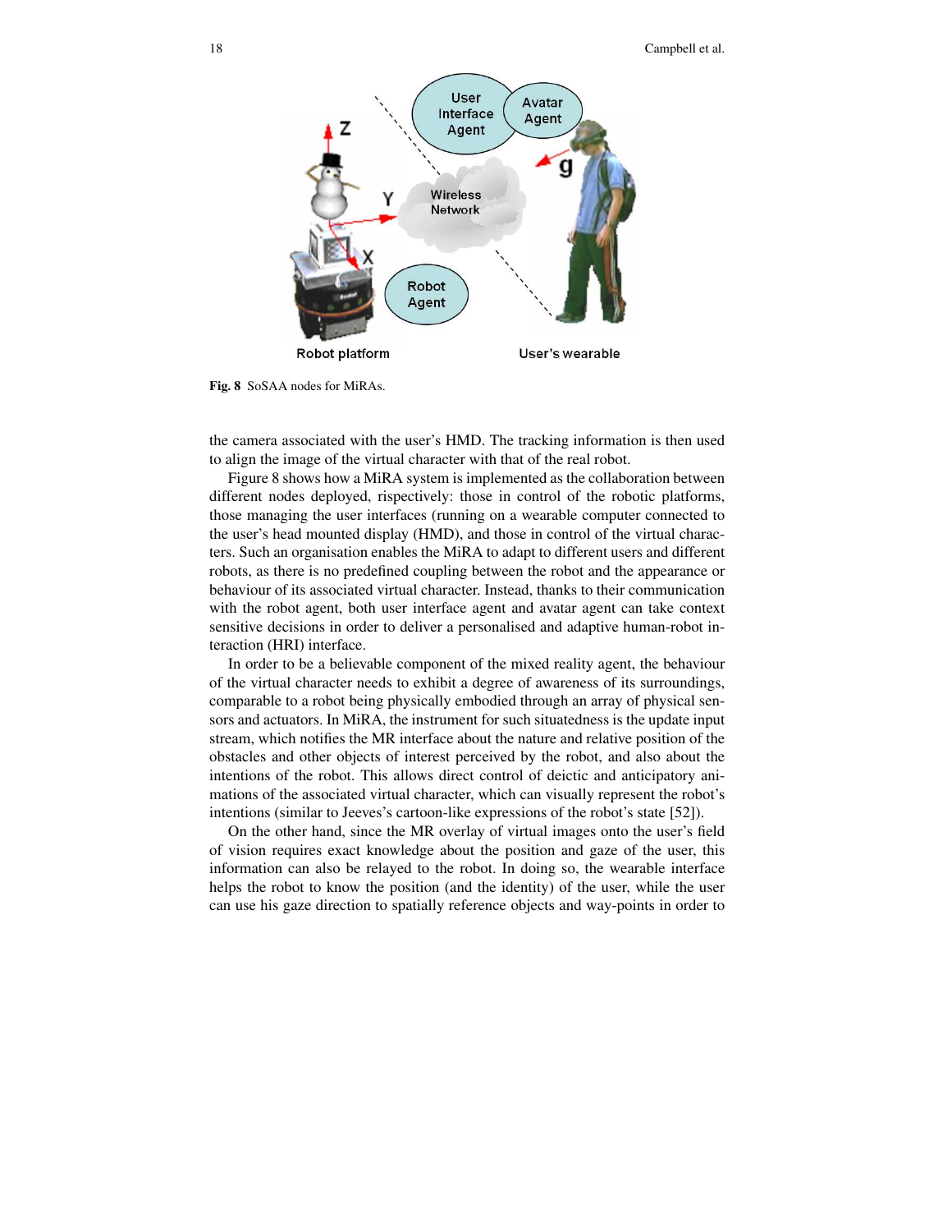**Fig. 8** SoSAA nodes for MiRAs.

the camera associated with the user's HMD. The tracking information is then used to align the image of the virtual character with that of the real robot.

Figure 8 shows how a MiRA system is implemented as the collaboration between different nodes deployed, rispectively: those in control of the robotic platforms, those managing the user interfaces (running on a wearable computer connected to the user's head mounted display (HMD), and those in control of the virtual characters. Such an organisation enables the MiRA to adapt to different users and different robots, as there is no predefined coupling between the robot and the appearance or behaviour of its associated virtual character. Instead, thanks to their communication with the robot agent, both user interface agent and avatar agent can take context sensitive decisions in order to deliver a personalised and adaptive human-robot interaction (HRI) interface.

In order to be a believable component of the mixed reality agent, the behaviour of the virtual character needs to exhibit a degree of awareness of its surroundings, comparable to a robot being physically embodied through an array of physical sensors and actuators. In MiRA, the instrument for such situatedness is the update input stream, which notifies the MR interface about the nature and relative position of the obstacles and other objects of interest perceived by the robot, and also about the intentions of the robot. This allows direct control of deictic and anticipatory animations of the associated virtual character, which can visually represent the robot's intentions (similar to Jeeves's cartoon-like expressions of the robot's state [52]).

On the other hand, since the MR overlay of virtual images onto the user's field of vision requires exact knowledge about the position and gaze of the user, this information can also be relayed to the robot. In doing so, the wearable interface helps the robot to know the position (and the identity) of the user, while the user can use his gaze direction to spatially reference objects and way-points in order to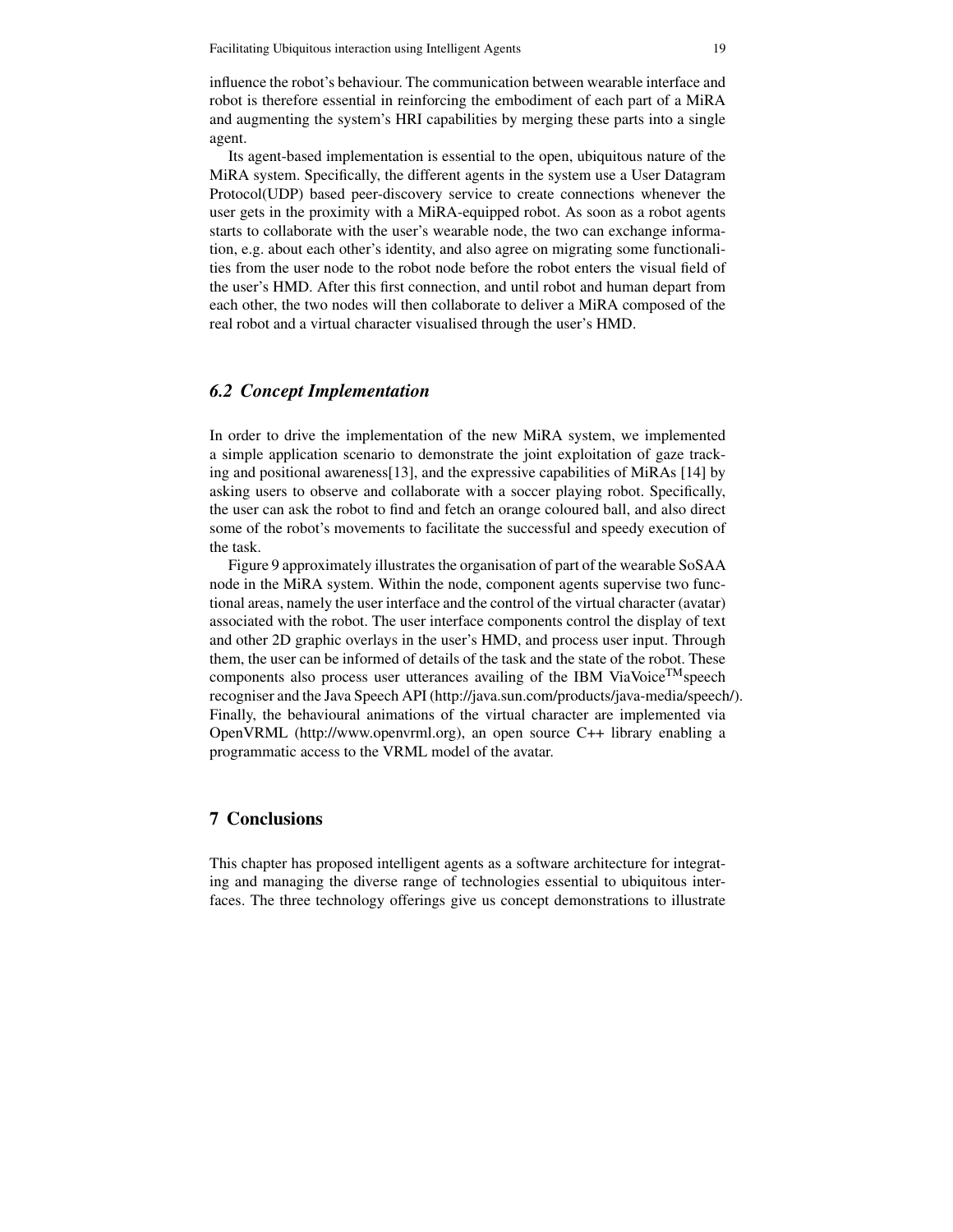influence the robot's behaviour. The communication between wearable interface and robot is therefore essential in reinforcing the embodiment of each part of a MiRA and augmenting the system's HRI capabilities by merging these parts into a single agent.

Its agent-based implementation is essential to the open, ubiquitous nature of the MiRA system. Specifically, the different agents in the system use a User Datagram Protocol(UDP) based peer-discovery service to create connections whenever the user gets in the proximity with a MiRA-equipped robot. As soon as a robot agents starts to collaborate with the user's wearable node, the two can exchange information, e.g. about each other's identity, and also agree on migrating some functionalities from the user node to the robot node before the robot enters the visual field of the user's HMD. After this first connection, and until robot and human depart from each other, the two nodes will then collaborate to deliver a MiRA composed of the real robot and a virtual character visualised through the user's HMD.

### *6.2 Concept Implementation*

In order to drive the implementation of the new MiRA system, we implemented a simple application scenario to demonstrate the joint exploitation of gaze tracking and positional awareness[13], and the expressive capabilities of MiRAs [14] by asking users to observe and collaborate with a soccer playing robot. Specifically, the user can ask the robot to find and fetch an orange coloured ball, and also direct some of the robot's movements to facilitate the successful and speedy execution of the task.

Figure 9 approximately illustrates the organisation of part of the wearable SoSAA node in the MiRA system. Within the node, component agents supervise two functional areas, namely the user interface and the control of the virtual character (avatar) associated with the robot. The user interface components control the display of text and other 2D graphic overlays in the user's HMD, and process user input. Through them, the user can be informed of details of the task and the state of the robot. These components also process user utterances availing of the IBM ViaVoice™ speech recogniser and the Java Speech API (http://java.sun.com/products/java-media/speech/). Finally, the behavioural animations of the virtual character are implemented via OpenVRML (http://www.openvrml.org), an open source C++ library enabling a programmatic access to the VRML model of the avatar.

## 7 Conclusions

This chapter has proposed intelligent agents as a software architecture for integrating and managing the diverse range of technologies essential to ubiquitous interfaces. The three technology offerings give us concept demonstrations to illustrate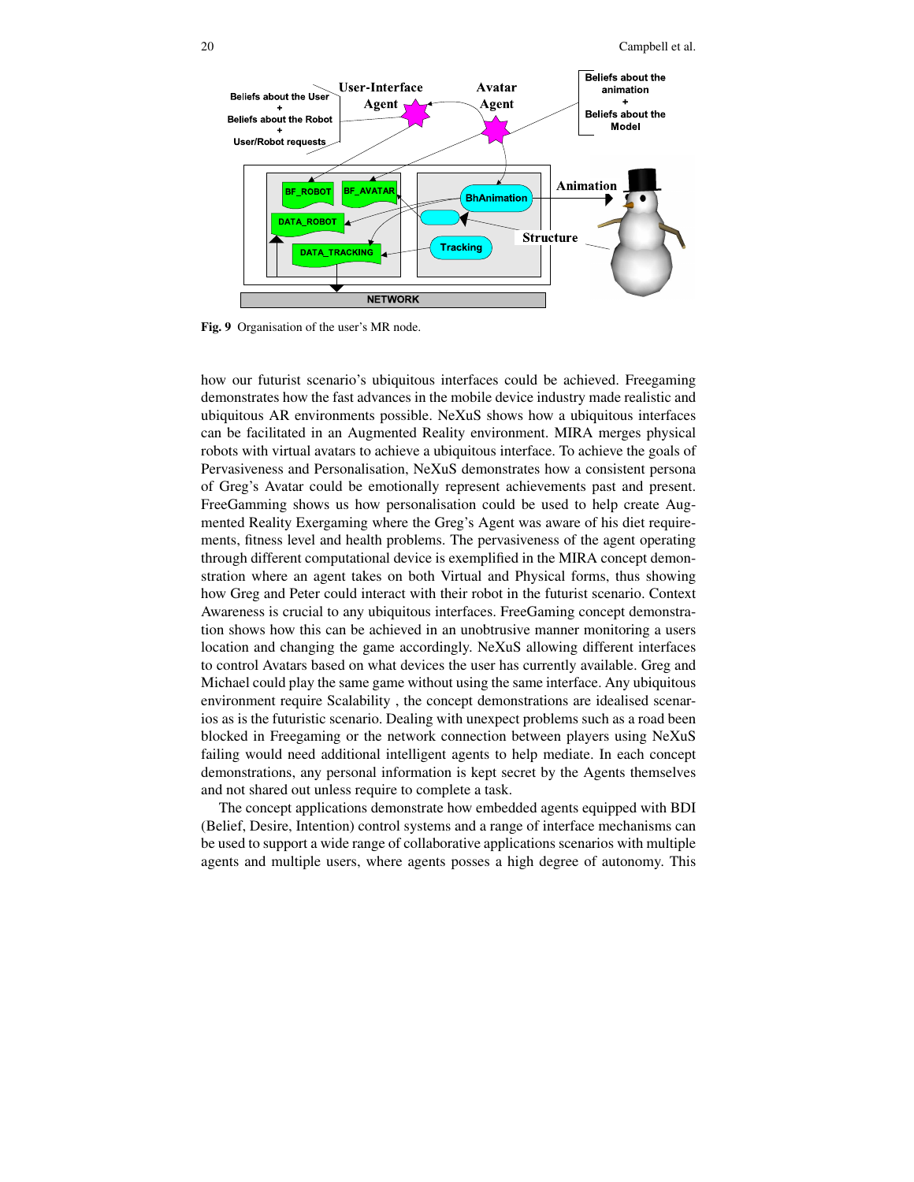Fig. 9 Organisation of the user's MR node.

how our futurist scenario's ubiquitous interfaces could be achieved. Freegaming demonstrates how the fast advances in the mobile device industry made realistic and ubiquitous AR environments possible. NeXuS shows how a ubiquitous interfaces can be facilitated in an Augmented Reality environment. MIRA merges physical robots with virtual avatars to achieve a ubiquitous interface. To achieve the goals of Pervasiveness and Personalisation, NeXuS demonstrates how a consistent persona of Greg's Avatar could be emotionally represent achievements past and present. FreeGamming shows us how personalisation could be used to help create Augmented Reality Exergaming where the Greg's Agent was aware of his diet requirements, fitness level and health problems. The pervasiveness of the agent operating through different computational device is exemplified in the MIRA concept demonstration where an agent takes on both Virtual and Physical forms, thus showing how Greg and Peter could interact with their robot in the futurist scenario. Context Awareness is crucial to any ubiquitous interfaces. FreeGaming concept demonstration shows how this can be achieved in an unobtrusive manner monitoring a users location and changing the game accordingly. NeXuS allowing different interfaces to control Avatars based on what devices the user has currently available. Greg and Michael could play the same game without using the same interface. Any ubiquitous environment require Scalability , the concept demonstrations are idealised scenarios as is the futuristic scenario. Dealing with unexpect problems such as a road been blocked in Freegaming or the network connection between players using NeXuS failing would need additional intelligent agents to help mediate. In each concept demonstrations, any personal information is kept secret by the Agents themselves and not shared out unless require to complete a task.

The concept applications demonstrate how embedded agents equipped with BDI (Belief, Desire, Intention) control systems and a range of interface mechanisms can be used to support a wide range of collaborative applications scenarios with multiple agents and multiple users, where agents posses a high degree of autonomy. This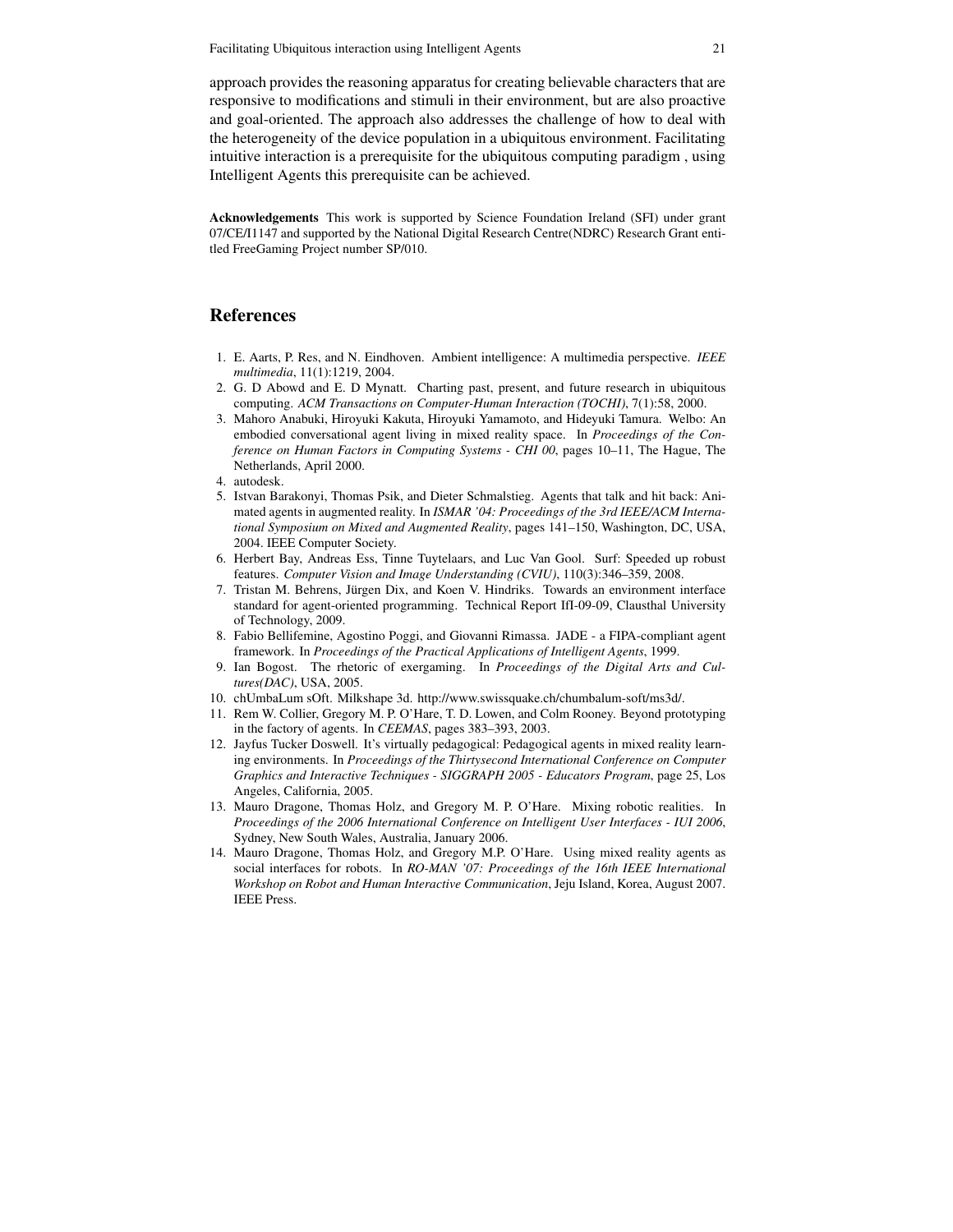approach provides the reasoning apparatus for creating believable characters that are responsive to modifications and stimuli in their environment, but are also proactive and goal-oriented. The approach also addresses the challenge of how to deal with the heterogeneity of the device population in a ubiquitous environment. Facilitating intuitive interaction is a prerequisite for the ubiquitous computing paradigm , using Intelligent Agents this prerequisite can be achieved.

**Acknowledgements** This work is supported by Science Foundation Ireland (SFI) under grant 07/CE/I1147 and supported by the National Digital Research Centre(NDRC) Research Grant entitled FreeGaming Project number SP/010.

## References

1. E. Aarts, P. Res, and N. Eindhoven. Ambient intelligence: A multimedia perspective. *IEEE multimedia*, 11(1):1219, 2004.
2. G. D Abowd and E. D Mynatt. Charting past, present, and future research in ubiquitous computing. *ACM Transactions on Computer-Human Interaction (TOCHI)*, 7(1):58, 2000.
3. Mahoro Anabuki, Hiroyuki Kakuta, Hiroyuki Yamamoto, and Hideyuki Tamura. Welbo: An embodied conversational agent living in mixed reality space. In *Proceedings of the Conference on Human Factors in Computing Systems - CHI 00*, pages 10–11, The Hague, The Netherlands, April 2000.
4. autodesk.
5. Istvan Barakonyi, Thomas Psik, and Dieter Schmalstieg. Agents that talk and hit back: Animated agents in augmented reality. In *ISMAR '04: Proceedings of the 3rd IEEE/ACM International Symposium on Mixed and Augmented Reality*, pages 141–150, Washington, DC, USA, 2004. IEEE Computer Society.
6. Herbert Bay, Andreas Ess, Tinne Tuytelaars, and Luc Van Gool. Surf: Speeded up robust features. *Computer Vision and Image Understanding (CVIU)*, 110(3):346–359, 2008.
7. Tristan M. Behrens, Jürgen Dix, and Koen V. Hindriks. Towards an environment interface standard for agent-oriented programming. Technical Report IfI-09-09, Clausthal University of Technology, 2009.
8. Fabio Bellifemine, Agostino Poggi, and Giovanni Rimassa. JADE - a FIPA-compliant agent framework. In *Proceedings of the Practical Applications of Intelligent Agents*, 1999.
9. Ian Bogost. The rhetoric of exergaming. In *Proceedings of the Digital Arts and Cultures(DAC)*, USA, 2005.
10. chUmbaLum sOft. Milkshape 3d. http://www.swissquake.ch/chumbalum-soft/ms3d/.
11. Rem W. Collier, Gregory M. P. O'Hare, T. D. Lowen, and Colm Rooney. Beyond prototyping in the factory of agents. In *CEEMAS*, pages 383–393, 2003.
12. Jayfus Tucker Doswell. It's virtually pedagogical: Pedagogical agents in mixed reality learning environments. In *Proceedings of the Thirtysecond International Conference on Computer Graphics and Interactive Techniques - SIGGRAPH 2005 - Educators Program*, page 25, Los Angeles, California, 2005.
13. Mauro Dragone, Thomas Holz, and Gregory M. P. O'Hare. Mixing robotic realities. In *Proceedings of the 2006 International Conference on Intelligent User Interfaces - IUI 2006*, Sydney, New South Wales, Australia, January 2006.
14. Mauro Dragone, Thomas Holz, and Gregory M.P. O'Hare. Using mixed reality agents as social interfaces for robots. In *RO-MAN '07: Proceedings of the 16th IEEE International Workshop on Robot and Human Interactive Communication*, Jeju Island, Korea, August 2007. IEEE Press.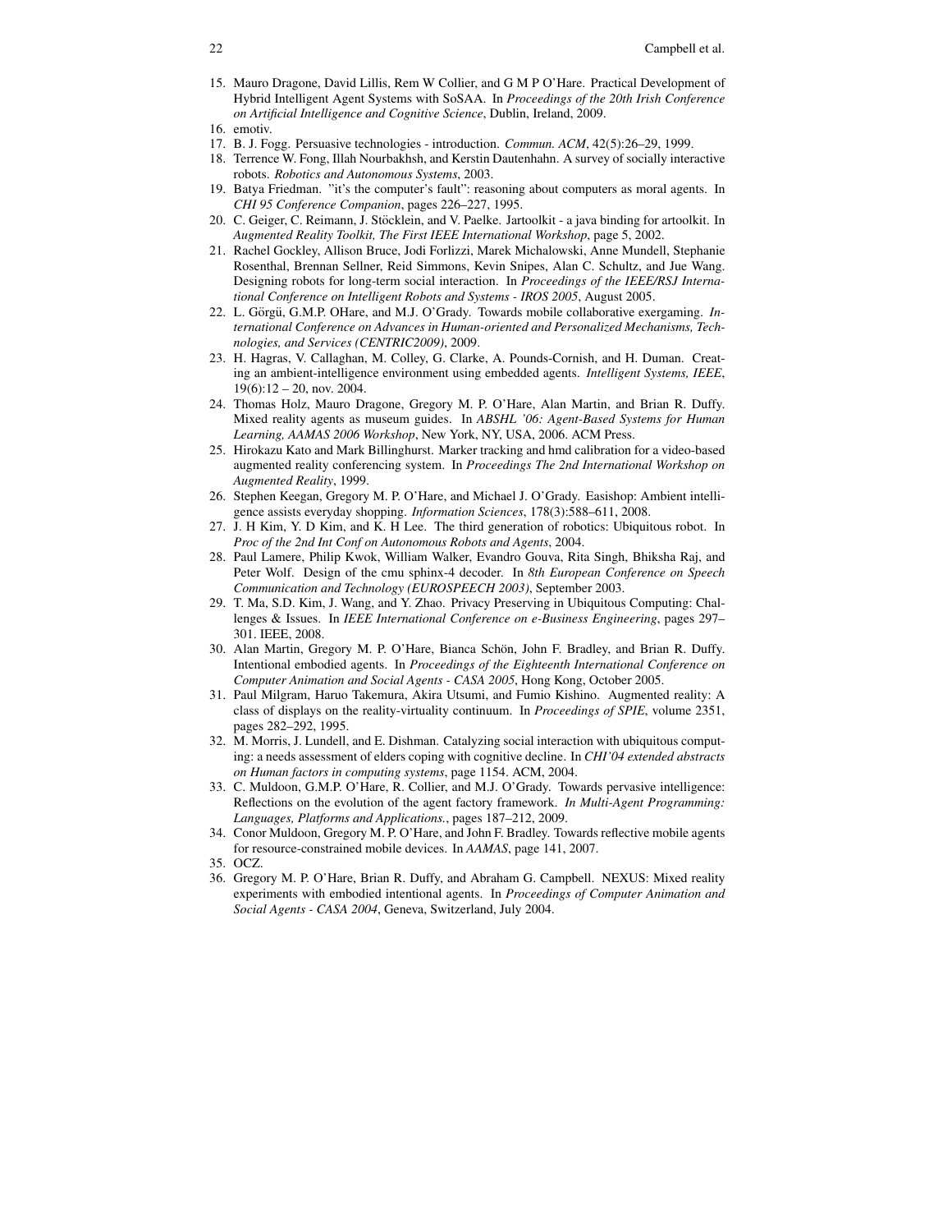15. Mauro Dragone, David Lillis, Rem W Collier, and G M P O'Hare. Practical Development of Hybrid Intelligent Agent Systems with SoSAA. In *Proceedings of the 20th Irish Conference on Artificial Intelligence and Cognitive Science*, Dublin, Ireland, 2009.
16. emotiv.
17. B. J. Fogg. Persuasive technologies - introduction. *Commun. ACM*, 42(5):26–29, 1999.
18. Terrence W. Fong, Illah Nourbakhsh, and Kerstin Dautenhahn. A survey of socially interactive robots. *Robotics and Autonomous Systems*, 2003.
19. Batya Friedman. "it's the computer's fault": reasoning about computers as moral agents. In *CHI 95 Conference Companion*, pages 226–227, 1995.
20. C. Geiger, C. Reimann, J. Stöcklein, and V. Paelke. Jartoolkit - a java binding for artoolkit. In *Augmented Reality Toolkit, The First IEEE International Workshop*, page 5, 2002.
21. Rachel Gockley, Allison Bruce, Jodi Forlizzi, Marek Michalowski, Anne Mundell, Stephanie Rosenthal, Brennan Sellner, Reid Simmons, Kevin Snipes, Alan C. Schultz, and Jue Wang. Designing robots for long-term social interaction. In *Proceedings of the IEEE/RSJ International Conference on Intelligent Robots and Systems - IROS 2005*, August 2005.
22. L. Görgü, G.M.P. OHare, and M.J. O'Grady. Towards mobile collaborative exergaming. *International Conference on Advances in Human-oriented and Personalized Mechanisms, Technologies, and Services (CENTRIC2009)*, 2009.
23. H. Hagras, V. Callaghan, M. Colley, G. Clarke, A. Pounds-Cornish, and H. Duman. Creating an ambient-intelligence environment using embedded agents. *Intelligent Systems, IEEE*, 19(6):12 – 20, nov. 2004.
24. Thomas Holz, Mauro Dragone, Gregory M. P. O'Hare, Alan Martin, and Brian R. Duffy. Mixed reality agents as museum guides. In *ABSHL '06: Agent-Based Systems for Human Learning, AAMAS 2006 Workshop*, New York, NY, USA, 2006. ACM Press.
25. Hirokazu Kato and Mark Billinghurst. Marker tracking and hmd calibration for a video-based augmented reality conferencing system. In *Proceedings The 2nd International Workshop on Augmented Reality*, 1999.
26. Stephen Keegan, Gregory M. P. O'Hare, and Michael J. O'Grady. Easishop: Ambient intelligence assists everyday shopping. *Information Sciences*, 178(3):588–611, 2008.
27. J. H Kim, Y. D Kim, and K. H Lee. The third generation of robotics: Ubiquitous robot. In *Proc of the 2nd Int Conf on Autonomous Robots and Agents*, 2004.
28. Paul Lamere, Philip Kwok, William Walker, Evandro Gouva, Rita Singh, Bhiksha Raj, and Peter Wolf. Design of the cmu sphinx-4 decoder. In *8th European Conference on Speech Communication and Technology (EUROSPEECH 2003)*, September 2003.
29. T. Ma, S.D. Kim, J. Wang, and Y. Zhao. Privacy Preserving in Ubiquitous Computing: Challenges & Issues. In *IEEE International Conference on e-Business Engineering*, pages 297–301. IEEE, 2008.
30. Alan Martin, Gregory M. P. O'Hare, Bianca Schön, John F. Bradley, and Brian R. Duffy. Intentional embodied agents. In *Proceedings of the Eighteenth International Conference on Computer Animation and Social Agents - CASA 2005*, Hong Kong, October 2005.
31. Paul Milgram, Haruo Takemura, Akira Utsumi, and Fumio Kishino. Augmented reality: A class of displays on the reality-virtuality continuum. In *Proceedings of SPIE*, volume 2351, pages 282–292, 1995.
32. M. Morris, J. Lundell, and E. Dishman. Catalyzing social interaction with ubiquitous computing: a needs assessment of elders coping with cognitive decline. In *CHI'04 extended abstracts on Human factors in computing systems*, page 1154. ACM, 2004.
33. C. Muldoon, G.M.P. O'Hare, R. Collier, and M.J. O'Grady. Towards pervasive intelligence: Reflections on the evolution of the agent factory framework. *In Multi-Agent Programming: Languages, Platforms and Applications.*, pages 187–212, 2009.
34. Conor Muldoon, Gregory M. P. O'Hare, and John F. Bradley. Towards reflective mobile agents for resource-constrained mobile devices. In *AAMAS*, page 141, 2007.
35. OCZ.
36. Gregory M. P. O'Hare, Brian R. Duffy, and Abraham G. Campbell. NEXUS: Mixed reality experiments with embodied intentional agents. In *Proceedings of Computer Animation and Social Agents - CASA 2004*, Geneva, Switzerland, July 2004.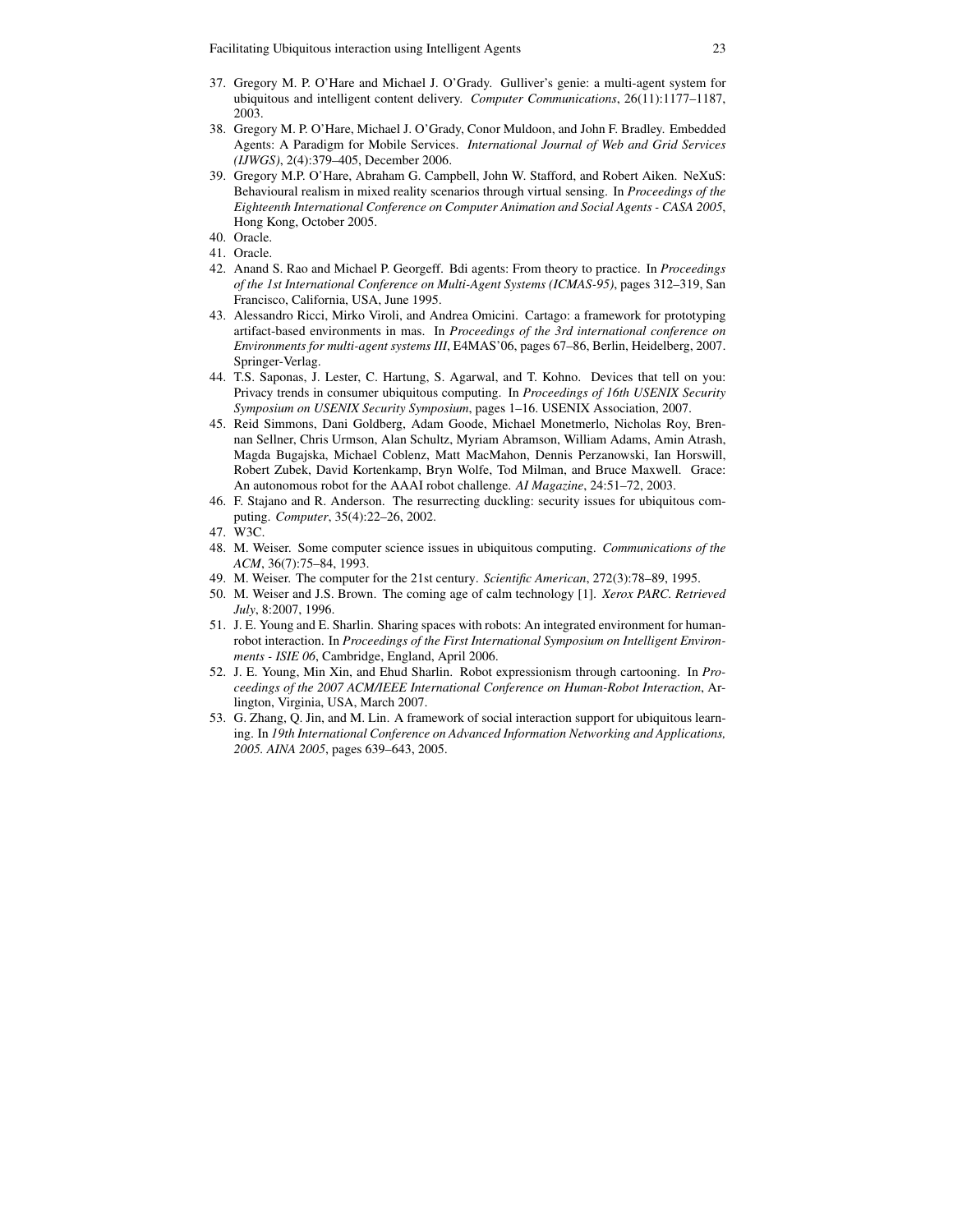37. Gregory M. P. O'Hare and Michael J. O'Grady. Gulliver's genie: a multi-agent system for ubiquitous and intelligent content delivery. *Computer Communications*, 26(11):1177–1187, 2003.
38. Gregory M. P. O'Hare, Michael J. O'Grady, Conor Muldoon, and John F. Bradley. Embedded Agents: A Paradigm for Mobile Services. *International Journal of Web and Grid Services (IJWGS)*, 2(4):379–405, December 2006.
39. Gregory M.P. O'Hare, Abraham G. Campbell, John W. Stafford, and Robert Aiken. NeXuS: Behavioural realism in mixed reality scenarios through virtual sensing. In *Proceedings of the Eighteenth International Conference on Computer Animation and Social Agents - CASA 2005*, Hong Kong, October 2005.
40. Oracle.
41. Oracle.
42. Anand S. Rao and Michael P. Georgeff. Bdi agents: From theory to practice. In *Proceedings of the 1st International Conference on Multi-Agent Systems (ICMAS-95)*, pages 312–319, San Francisco, California, USA, June 1995.
43. Alessandro Ricci, Mirko Viroli, and Andrea Omicini. Cartago: a framework for prototyping artifact-based environments in mas. In *Proceedings of the 3rd international conference on Environments for multi-agent systems III*, E4MAS'06, pages 67–86, Berlin, Heidelberg, 2007. Springer-Verlag.
44. T.S. Saponas, J. Lester, C. Hartung, S. Agarwal, and T. Kohno. Devices that tell on you: Privacy trends in consumer ubiquitous computing. In *Proceedings of 16th USENIX Security Symposium on USENIX Security Symposium*, pages 1–16. USENIX Association, 2007.
45. Reid Simmons, Dani Goldberg, Adam Goode, Michael Monetmerlo, Nicholas Roy, Brennan Sellner, Chris Urmson, Alan Schultz, Myriam Abramson, William Adams, Amin Atrash, Magda Bugajska, Michael Coblenz, Matt MacMahon, Dennis Perzanowski, Ian Horswill, Robert Zubek, David Kortenkamp, Bryn Wolfe, Tod Milman, and Bruce Maxwell. Grace: An autonomous robot for the AAAI robot challenge. *AI Magazine*, 24:51–72, 2003.
46. F. Stajano and R. Anderson. The resurrecting duckling: security issues for ubiquitous computing. *Computer*, 35(4):22–26, 2002.
47. W3C.
48. M. Weiser. Some computer science issues in ubiquitous computing. *Communications of the ACM*, 36(7):75–84, 1993.
49. M. Weiser. The computer for the 21st century. *Scientific American*, 272(3):78–89, 1995.
50. M. Weiser and J.S. Brown. The coming age of calm technology [1]. *Xerox PARC. Retrieved July*, 8:2007, 1996.
51. J. E. Young and E. Sharlin. Sharing spaces with robots: An integrated environment for human-robot interaction. In *Proceedings of the First International Symposium on Intelligent Environments - ISIE 06*, Cambridge, England, April 2006.
52. J. E. Young, Min Xin, and Ehud Sharlin. Robot expressionism through cartooning. In *Proceedings of the 2007 ACM/IEEE International Conference on Human-Robot Interaction*, Arlington, Virginia, USA, March 2007.
53. G. Zhang, Q. Jin, and M. Lin. A framework of social interaction support for ubiquitous learning. In *19th International Conference on Advanced Information Networking and Applications, 2005. AINA 2005*, pages 639–643, 2005.